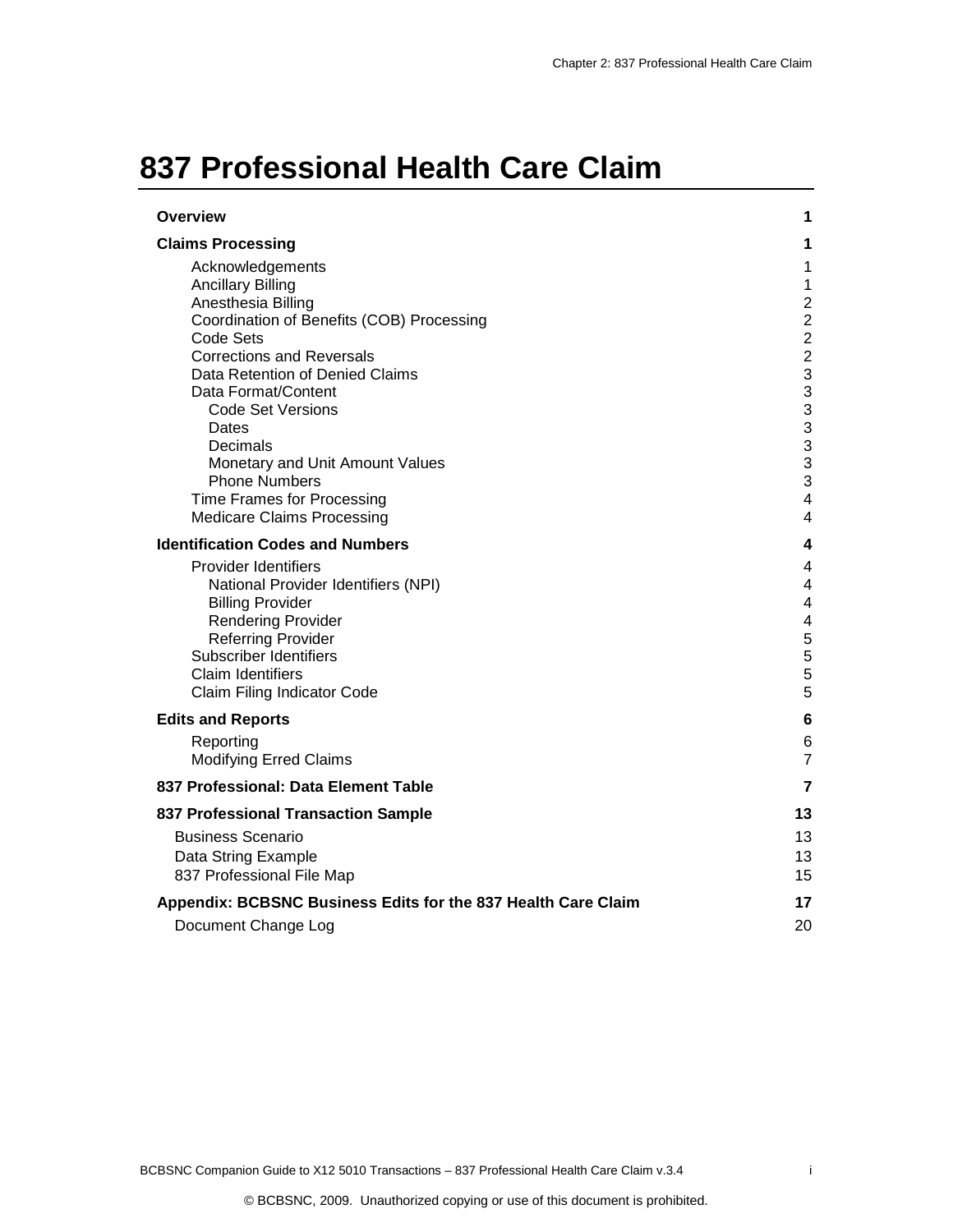# 837 Professional Health Care Claim

| | |
|---|---|
| **Overview** | **1** |
| **Claims Processing** | **1** |
| Acknowledgements | 1 |
| Ancillary Billing | 1 |
| Anesthesia Billing | 2 |
| Coordination of Benefits (COB) Processing | 2 |
| Code Sets | 2 |
| Corrections and Reversals | 2 |
| Data Retention of Denied Claims | 3 |
| Data Format/Content | 3 |
| Code Set Versions | 3 |
| Dates | 3 |
| Decimals | 3 |
| Monetary and Unit Amount Values | 3 |
| Phone Numbers | 3 |
| Time Frames for Processing | 4 |
| Medicare Claims Processing | 4 |
| **Identification Codes and Numbers** | **4** |
| Provider Identifiers | 4 |
| National Provider Identifiers (NPI) | 4 |
| Billing Provider | 4 |
| Rendering Provider | 4 |
| Referring Provider | 5 |
| Subscriber Identifiers | 5 |
| Claim Identifiers | 5 |
| Claim Filing Indicator Code | 5 |
| **Edits and Reports** | **6** |
| Reporting | 6 |
| Modifying Erred Claims | 7 |
| **837 Professional: Data Element Table** | **7** |
| **837 Professional Transaction Sample** | **13** |
| Business Scenario | 13 |
| Data String Example | 13 |
| 837 Professional File Map | 15 |
| **Appendix: BCBSNC Business Edits for the 837 Health Care Claim** | **17** |
| Document Change Log | 20 |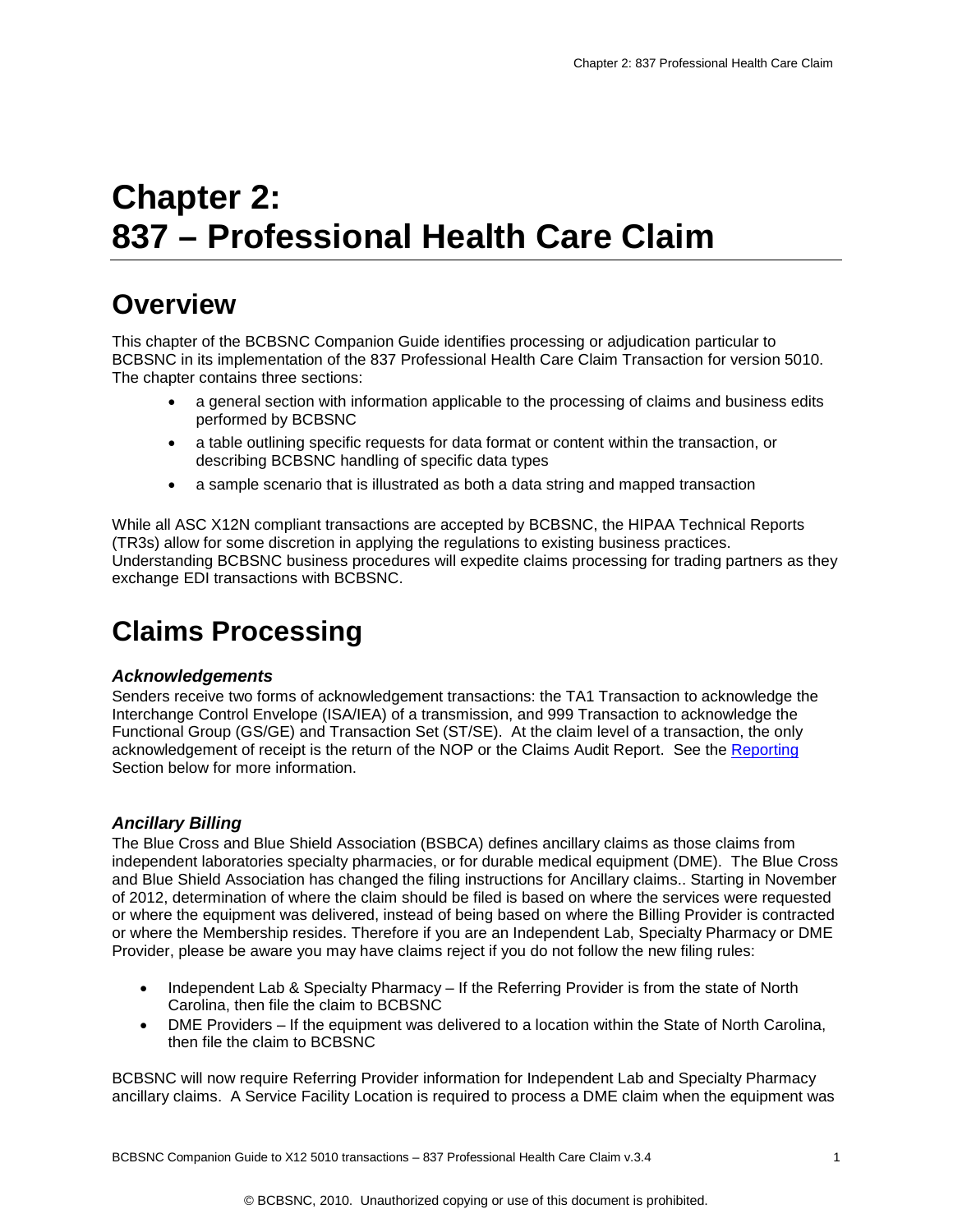# Chapter 2: 837 – Professional Health Care Claim

## Overview

This chapter of the BCBSNC Companion Guide identifies processing or adjudication particular to BCBSNC in its implementation of the 837 Professional Health Care Claim Transaction for version 5010. The chapter contains three sections:

- a general section with information applicable to the processing of claims and business edits performed by BCBSNC
- a table outlining specific requests for data format or content within the transaction, or describing BCBSNC handling of specific data types
- a sample scenario that is illustrated as both a data string and mapped transaction

While all ASC X12N compliant transactions are accepted by BCBSNC, the HIPAA Technical Reports (TR3s) allow for some discretion in applying the regulations to existing business practices. Understanding BCBSNC business procedures will expedite claims processing for trading partners as they exchange EDI transactions with BCBSNC.

## Claims Processing

### *Acknowledgements*

Senders receive two forms of acknowledgement transactions: the TA1 Transaction to acknowledge the Interchange Control Envelope (ISA/IEA) of a transmission, and 999 Transaction to acknowledge the Functional Group (GS/GE) and Transaction Set (ST/SE). At the claim level of a transaction, the only acknowledgement of receipt is the return of the NOP or the Claims Audit Report. See the Reporting Section below for more information.

### *Ancillary Billing*

The Blue Cross and Blue Shield Association (BSBCA) defines ancillary claims as those claims from independent laboratories specialty pharmacies, or for durable medical equipment (DME). The Blue Cross and Blue Shield Association has changed the filing instructions for Ancillary claims.. Starting in November of 2012, determination of where the claim should be filed is based on where the services were requested or where the equipment was delivered, instead of being based on where the Billing Provider is contracted or where the Membership resides. Therefore if you are an Independent Lab, Specialty Pharmacy or DME Provider, please be aware you may have claims reject if you do not follow the new filing rules:

- Independent Lab & Specialty Pharmacy – If the Referring Provider is from the state of North Carolina, then file the claim to BCBSNC
- DME Providers – If the equipment was delivered to a location within the State of North Carolina, then file the claim to BCBSNC

BCBSNC will now require Referring Provider information for Independent Lab and Specialty Pharmacy ancillary claims. A Service Facility Location is required to process a DME claim when the equipment was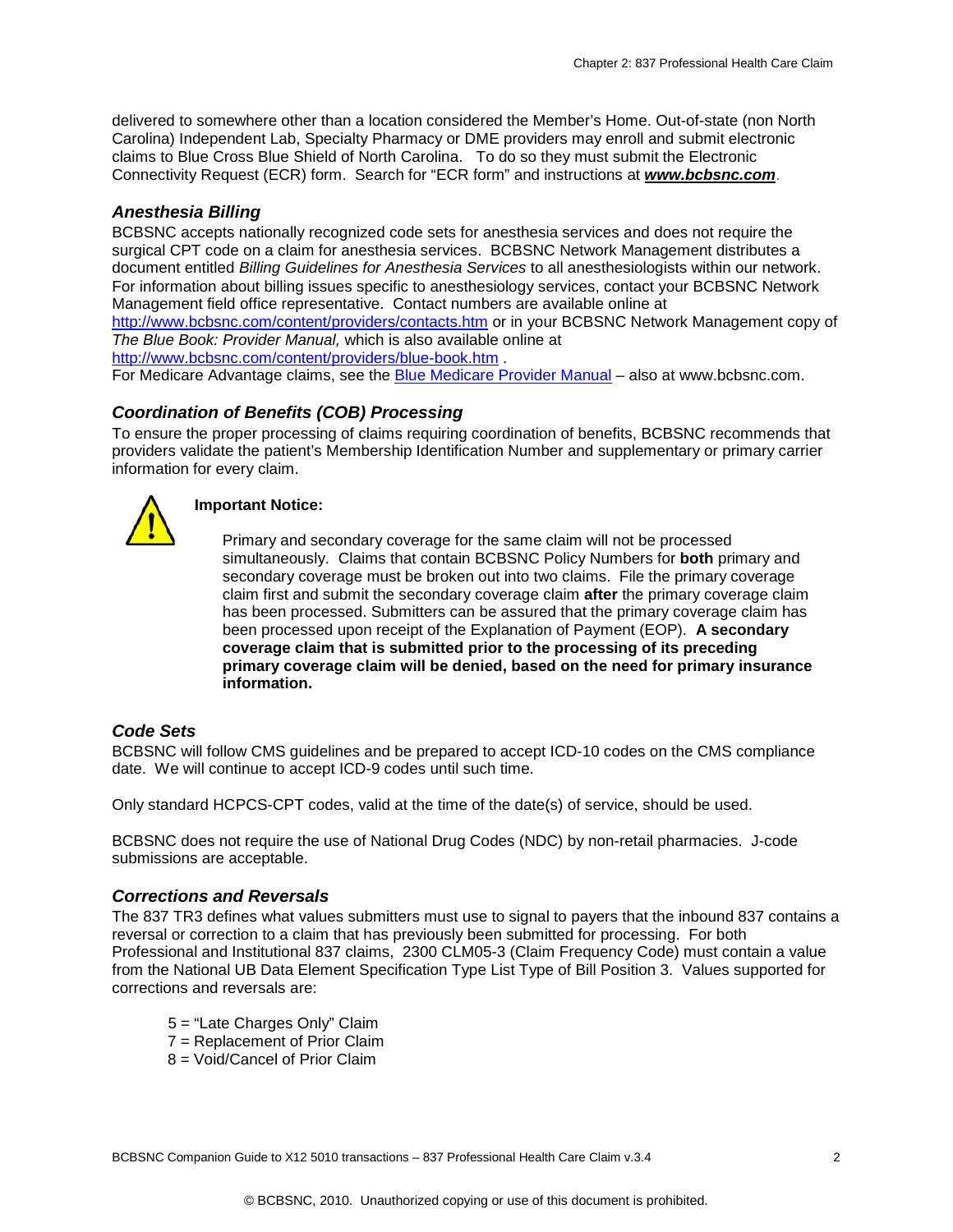delivered to somewhere other than a location considered the Member's Home. Out-of-state (non North Carolina) Independent Lab, Specialty Pharmacy or DME providers may enroll and submit electronic claims to Blue Cross Blue Shield of North Carolina. To do so they must submit the Electronic Connectivity Request (ECR) form. Search for "ECR form" and instructions at ***www.bcbsnc.com***.

### *Anesthesia Billing*

BCBSNC accepts nationally recognized code sets for anesthesia services and does not require the surgical CPT code on a claim for anesthesia services. BCBSNC Network Management distributes a document entitled *Billing Guidelines for Anesthesia Services* to all anesthesiologists within our network. For information about billing issues specific to anesthesiology services, contact your BCBSNC Network Management field office representative. Contact numbers are available online at http://www.bcbsnc.com/content/providers/contacts.htm or in your BCBSNC Network Management copy of *The Blue Book: Provider Manual,* which is also available online at http://www.bcbsnc.com/content/providers/blue-book.htm .

For Medicare Advantage claims, see the Blue Medicare Provider Manual – also at www.bcbsnc.com.

### *Coordination of Benefits (COB) Processing*

To ensure the proper processing of claims requiring coordination of benefits, BCBSNC recommends that providers validate the patient's Membership Identification Number and supplementary or primary carrier information for every claim.

**Important Notice:**

Primary and secondary coverage for the same claim will not be processed simultaneously. Claims that contain BCBSNC Policy Numbers for **both** primary and secondary coverage must be broken out into two claims. File the primary coverage claim first and submit the secondary coverage claim **after** the primary coverage claim has been processed. Submitters can be assured that the primary coverage claim has been processed upon receipt of the Explanation of Payment (EOP). **A secondary coverage claim that is submitted prior to the processing of its preceding primary coverage claim will be denied, based on the need for primary insurance information.**

### *Code Sets*

BCBSNC will follow CMS guidelines and be prepared to accept ICD-10 codes on the CMS compliance date. We will continue to accept ICD-9 codes until such time.

Only standard HCPCS-CPT codes, valid at the time of the date(s) of service, should be used.

BCBSNC does not require the use of National Drug Codes (NDC) by non-retail pharmacies. J-code submissions are acceptable.

### *Corrections and Reversals*

The 837 TR3 defines what values submitters must use to signal to payers that the inbound 837 contains a reversal or correction to a claim that has previously been submitted for processing. For both Professional and Institutional 837 claims, 2300 CLM05-3 (Claim Frequency Code) must contain a value from the National UB Data Element Specification Type List Type of Bill Position 3. Values supported for corrections and reversals are:

- 5 = "Late Charges Only" Claim
- 7 = Replacement of Prior Claim
- 8 = Void/Cancel of Prior Claim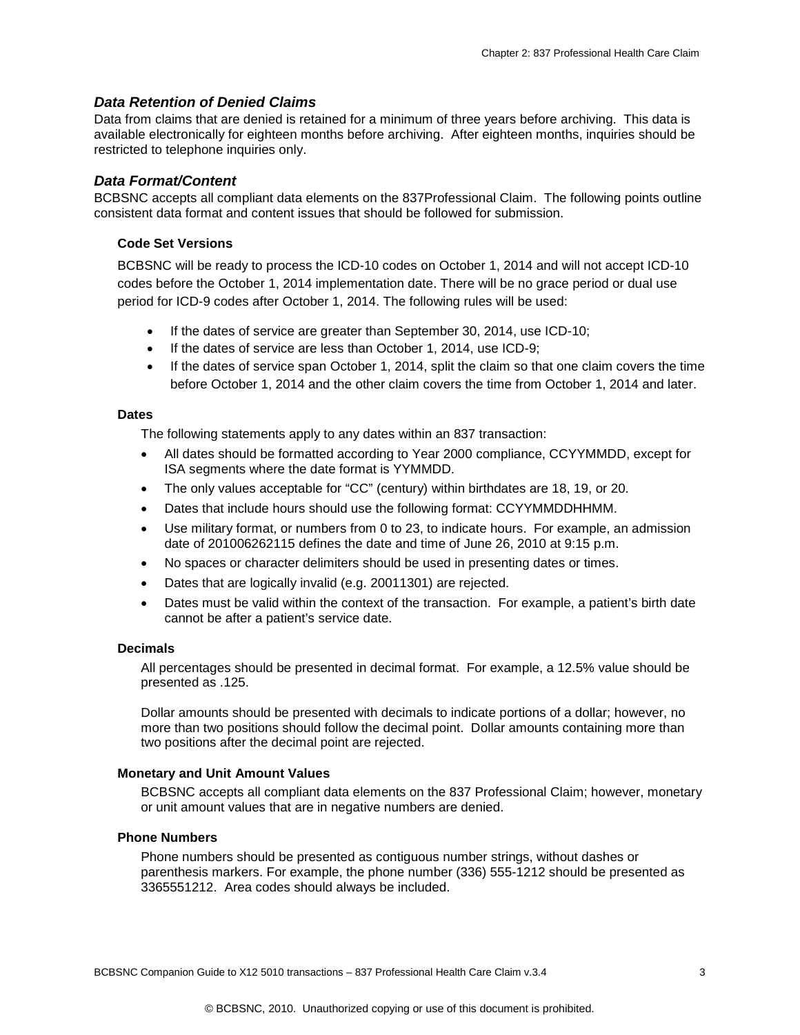### *Data Retention of Denied Claims*

Data from claims that are denied is retained for a minimum of three years before archiving. This data is available electronically for eighteen months before archiving. After eighteen months, inquiries should be restricted to telephone inquiries only.

### *Data Format/Content*

BCBSNC accepts all compliant data elements on the 837Professional Claim. The following points outline consistent data format and content issues that should be followed for submission.

#### Code Set Versions

BCBSNC will be ready to process the ICD-10 codes on October 1, 2014 and will not accept ICD-10 codes before the October 1, 2014 implementation date. There will be no grace period or dual use period for ICD-9 codes after October 1, 2014. The following rules will be used:

- If the dates of service are greater than September 30, 2014, use ICD-10;
- If the dates of service are less than October 1, 2014, use ICD-9;
- If the dates of service span October 1, 2014, split the claim so that one claim covers the time before October 1, 2014 and the other claim covers the time from October 1, 2014 and later.

#### Dates

The following statements apply to any dates within an 837 transaction:

- All dates should be formatted according to Year 2000 compliance, CCYYMMDD, except for ISA segments where the date format is YYMMDD.
- The only values acceptable for “CC” (century) within birthdates are 18, 19, or 20.
- Dates that include hours should use the following format: CCYYMMDDHHMM.
- Use military format, or numbers from 0 to 23, to indicate hours. For example, an admission date of 201006262115 defines the date and time of June 26, 2010 at 9:15 p.m.
- No spaces or character delimiters should be used in presenting dates or times.
- Dates that are logically invalid (e.g. 20011301) are rejected.
- Dates must be valid within the context of the transaction. For example, a patient’s birth date cannot be after a patient’s service date.

#### Decimals

All percentages should be presented in decimal format. For example, a 12.5% value should be presented as .125.

Dollar amounts should be presented with decimals to indicate portions of a dollar; however, no more than two positions should follow the decimal point. Dollar amounts containing more than two positions after the decimal point are rejected.

#### Monetary and Unit Amount Values

BCBSNC accepts all compliant data elements on the 837 Professional Claim; however, monetary or unit amount values that are in negative numbers are denied.

#### Phone Numbers

Phone numbers should be presented as contiguous number strings, without dashes or parenthesis markers. For example, the phone number (336) 555-1212 should be presented as 3365551212. Area codes should always be included.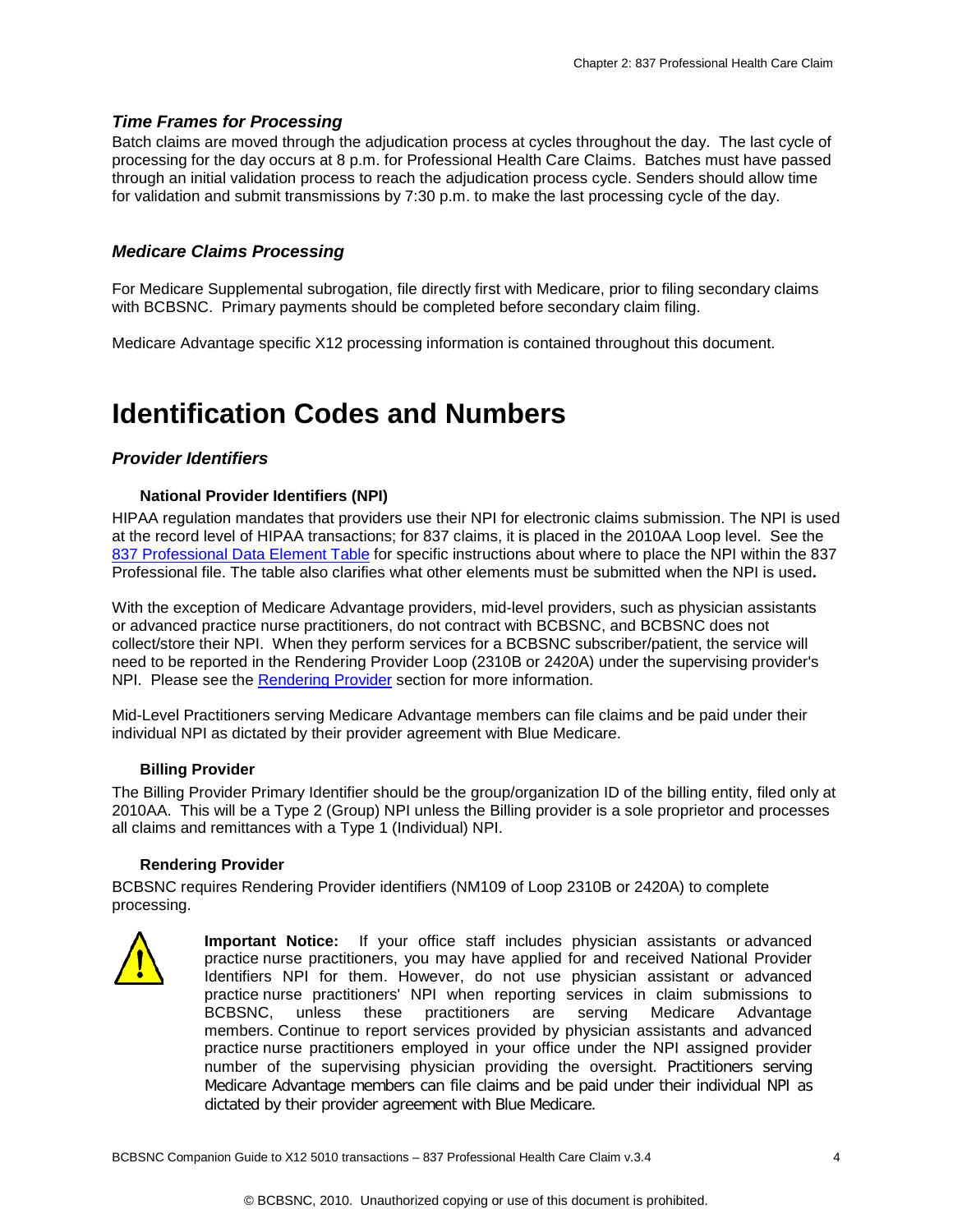### *Time Frames for Processing*

Batch claims are moved through the adjudication process at cycles throughout the day. The last cycle of processing for the day occurs at 8 p.m. for Professional Health Care Claims. Batches must have passed through an initial validation process to reach the adjudication process cycle. Senders should allow time for validation and submit transmissions by 7:30 p.m. to make the last processing cycle of the day.

### *Medicare Claims Processing*

For Medicare Supplemental subrogation, file directly first with Medicare, prior to filing secondary claims with BCBSNC. Primary payments should be completed before secondary claim filing.

Medicare Advantage specific X12 processing information is contained throughout this document.

# Identification Codes and Numbers

### *Provider Identifiers*

#### National Provider Identifiers (NPI)

HIPAA regulation mandates that providers use their NPI for electronic claims submission. The NPI is used at the record level of HIPAA transactions; for 837 claims, it is placed in the 2010AA Loop level. See the 837 Professional Data Element Table for specific instructions about where to place the NPI within the 837 Professional file. The table also clarifies what other elements must be submitted when the NPI is used**.**

With the exception of Medicare Advantage providers, mid-level providers, such as physician assistants or advanced practice nurse practitioners, do not contract with BCBSNC, and BCBSNC does not collect/store their NPI. When they perform services for a BCBSNC subscriber/patient, the service will need to be reported in the Rendering Provider Loop (2310B or 2420A) under the supervising provider's NPI. Please see the Rendering Provider section for more information.

Mid-Level Practitioners serving Medicare Advantage members can file claims and be paid under their individual NPI as dictated by their provider agreement with Blue Medicare.

#### Billing Provider

The Billing Provider Primary Identifier should be the group/organization ID of the billing entity, filed only at 2010AA. This will be a Type 2 (Group) NPI unless the Billing provider is a sole proprietor and processes all claims and remittances with a Type 1 (Individual) NPI.

#### Rendering Provider

BCBSNC requires Rendering Provider identifiers (NM109 of Loop 2310B or 2420A) to complete processing.

**Important Notice:** If your office staff includes physician assistants or advanced practice nurse practitioners, you may have applied for and received National Provider Identifiers NPI for them. However, do not use physician assistant or advanced practice nurse practitioners' NPI when reporting services in claim submissions to BCBSNC, unless these practitioners are serving Medicare Advantage members. Continue to report services provided by physician assistants and advanced practice nurse practitioners employed in your office under the NPI assigned provider number of the supervising physician providing the oversight. Practitioners serving Medicare Advantage members can file claims and be paid under their individual NPI as dictated by their provider agreement with Blue Medicare.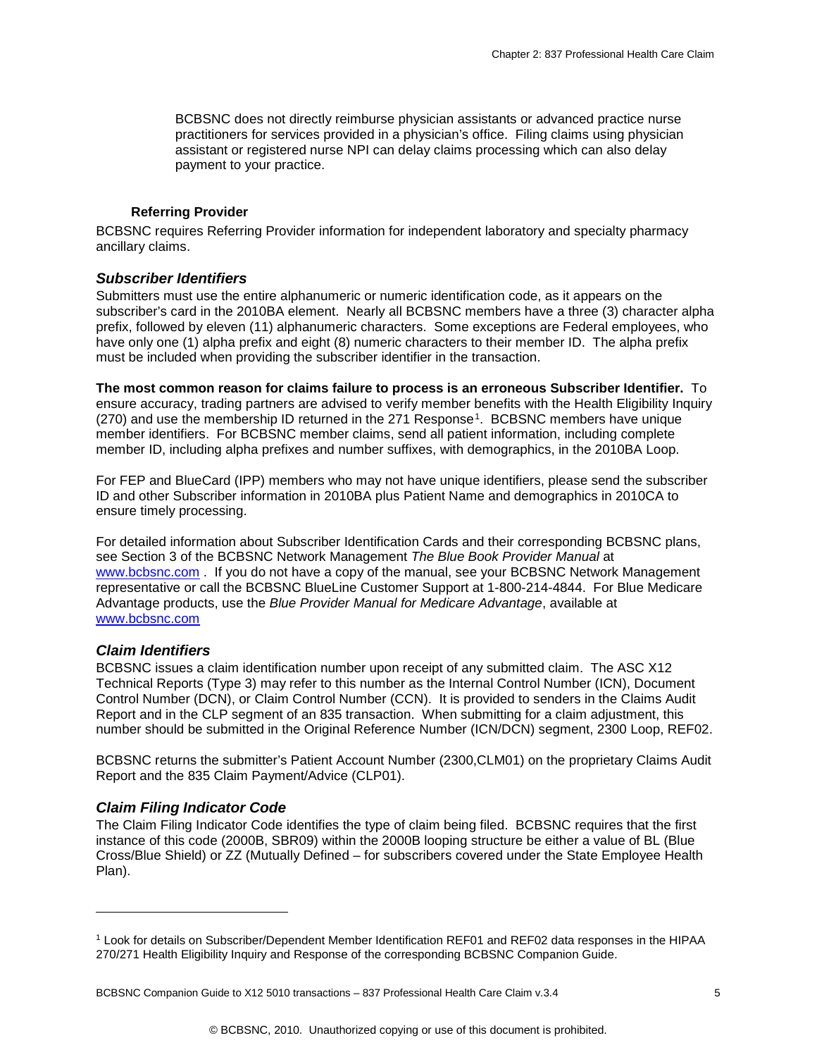BCBSNC does not directly reimburse physician assistants or advanced practice nurse practitioners for services provided in a physician's office. Filing claims using physician assistant or registered nurse NPI can delay claims processing which can also delay payment to your practice.

**Referring Provider**

BCBSNC requires Referring Provider information for independent laboratory and specialty pharmacy ancillary claims.

### *Subscriber Identifiers*

Submitters must use the entire alphanumeric or numeric identification code, as it appears on the subscriber's card in the 2010BA element. Nearly all BCBSNC members have a three (3) character alpha prefix, followed by eleven (11) alphanumeric characters. Some exceptions are Federal employees, who have only one (1) alpha prefix and eight (8) numeric characters to their member ID. The alpha prefix must be included when providing the subscriber identifier in the transaction.

**The most common reason for claims failure to process is an erroneous Subscriber Identifier.** To ensure accuracy, trading partners are advised to verify member benefits with the Health Eligibility Inquiry (270) and use the membership ID returned in the 271 Response[1]. BCBSNC members have unique member identifiers. For BCBSNC member claims, send all patient information, including complete member ID, including alpha prefixes and number suffixes, with demographics, in the 2010BA Loop.

For FEP and BlueCard (IPP) members who may not have unique identifiers, please send the subscriber ID and other Subscriber information in 2010BA plus Patient Name and demographics in 2010CA to ensure timely processing.

For detailed information about Subscriber Identification Cards and their corresponding BCBSNC plans, see Section 3 of the BCBSNC Network Management *The Blue Book Provider Manual* at [www.bcbsnc.com](www.bcbsnc.com) . If you do not have a copy of the manual, see your BCBSNC Network Management representative or call the BCBSNC BlueLine Customer Support at 1-800-214-4844. For Blue Medicare Advantage products, use the *Blue Provider Manual for Medicare Advantage*, available at [www.bcbsnc.com](www.bcbsnc.com)

### *Claim Identifiers*

BCBSNC issues a claim identification number upon receipt of any submitted claim. The ASC X12 Technical Reports (Type 3) may refer to this number as the Internal Control Number (ICN), Document Control Number (DCN), or Claim Control Number (CCN). It is provided to senders in the Claims Audit Report and in the CLP segment of an 835 transaction. When submitting for a claim adjustment, this number should be submitted in the Original Reference Number (ICN/DCN) segment, 2300 Loop, REF02.

BCBSNC returns the submitter's Patient Account Number (2300,CLM01) on the proprietary Claims Audit Report and the 835 Claim Payment/Advice (CLP01).

### *Claim Filing Indicator Code*

The Claim Filing Indicator Code identifies the type of claim being filed. BCBSNC requires that the first instance of this code (2000B, SBR09) within the 2000B looping structure be either a value of BL (Blue Cross/Blue Shield) or ZZ (Mutually Defined – for subscribers covered under the State Employee Health Plan).

---

[1] Look for details on Subscriber/Dependent Member Identification REF01 and REF02 data responses in the HIPAA 270/271 Health Eligibility Inquiry and Response of the corresponding BCBSNC Companion Guide.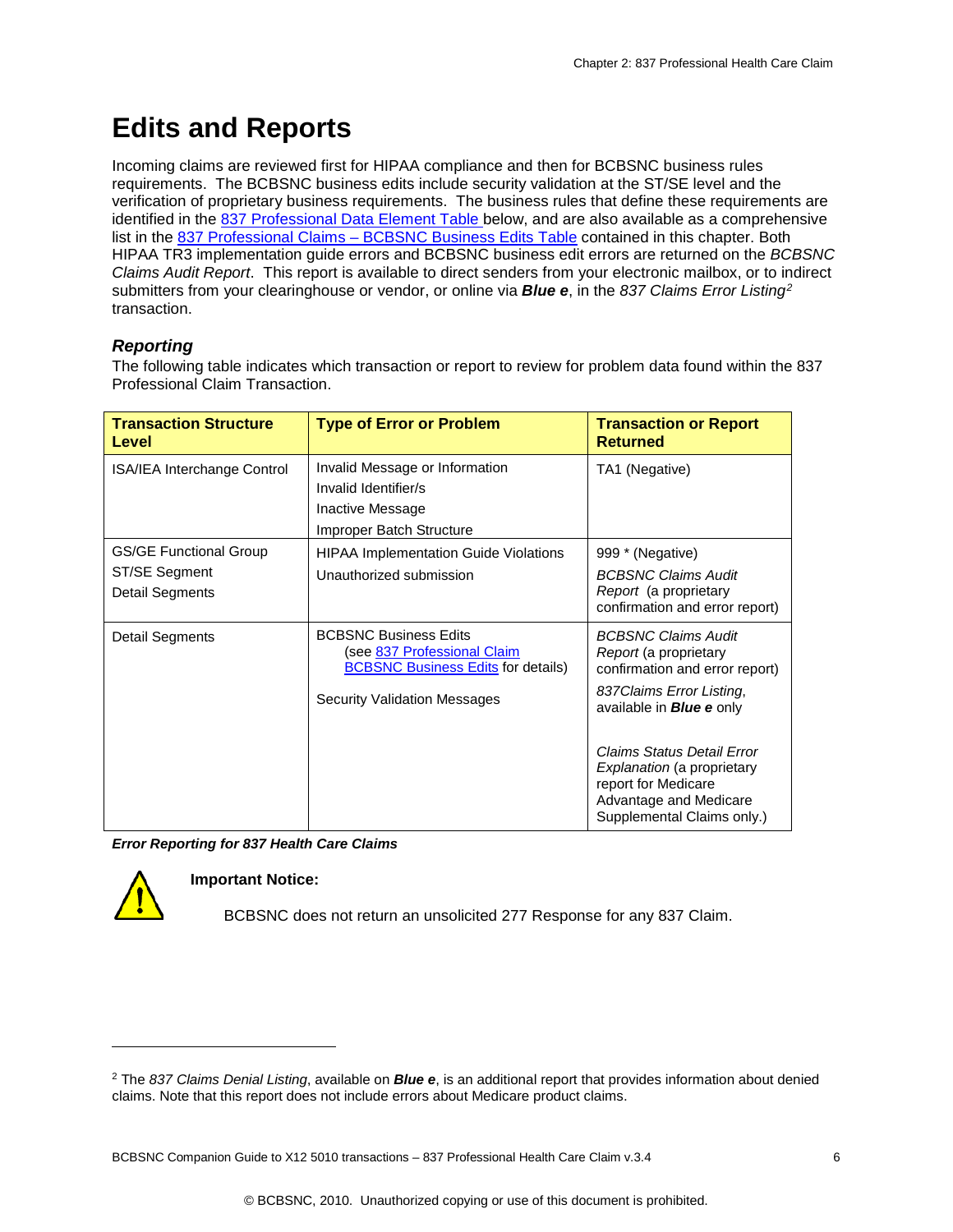# Edits and Reports

Incoming claims are reviewed first for HIPAA compliance and then for BCBSNC business rules requirements. The BCBSNC business edits include security validation at the ST/SE level and the verification of proprietary business requirements. The business rules that define these requirements are identified in the 837 Professional Data Element Table below, and are also available as a comprehensive list in the 837 Professional Claims – BCBSNC Business Edits Table contained in this chapter. Both HIPAA TR3 implementation guide errors and BCBSNC business edit errors are returned on the *BCBSNC Claims Audit Report*. This report is available to direct senders from your electronic mailbox, or to indirect submitters from your clearinghouse or vendor, or online via ***Blue e***, in the *837 Claims Error Listing*[2] transaction.

### *Reporting*

The following table indicates which transaction or report to review for problem data found within the 837 Professional Claim Transaction.

| Transaction Structure Level | Type of Error or Problem | Transaction or Report Returned |
|---|---|---|
| ISA/IEA Interchange Control | Invalid Message or Information<br>Invalid Identifier/s<br>Inactive Message<br>Improper Batch Structure | TA1 (Negative) |
| GS/GE Functional Group<br>ST/SE Segment<br>Detail Segments | HIPAA Implementation Guide Violations<br>Unauthorized submission | 999 * (Negative)<br>*BCBSNC Claims Audit Report* (a proprietary confirmation and error report) |
| Detail Segments | BCBSNC Business Edits (see 837 Professional Claim BCBSNC Business Edits for details)<br>Security Validation Messages | *BCBSNC Claims Audit Report* (a proprietary confirmation and error report)<br>*837Claims Error Listing*, available in ***Blue e*** only<br>*Claims Status Detail Error Explanation* (a proprietary report for Medicare Advantage and Medicare Supplemental Claims only.) |

***Error Reporting for 837 Health Care Claims***

**Important Notice:**

BCBSNC does not return an unsolicited 277 Response for any 837 Claim.

---

[2] The *837 Claims Denial Listing*, available on ***Blue e***, is an additional report that provides information about denied claims. Note that this report does not include errors about Medicare product claims.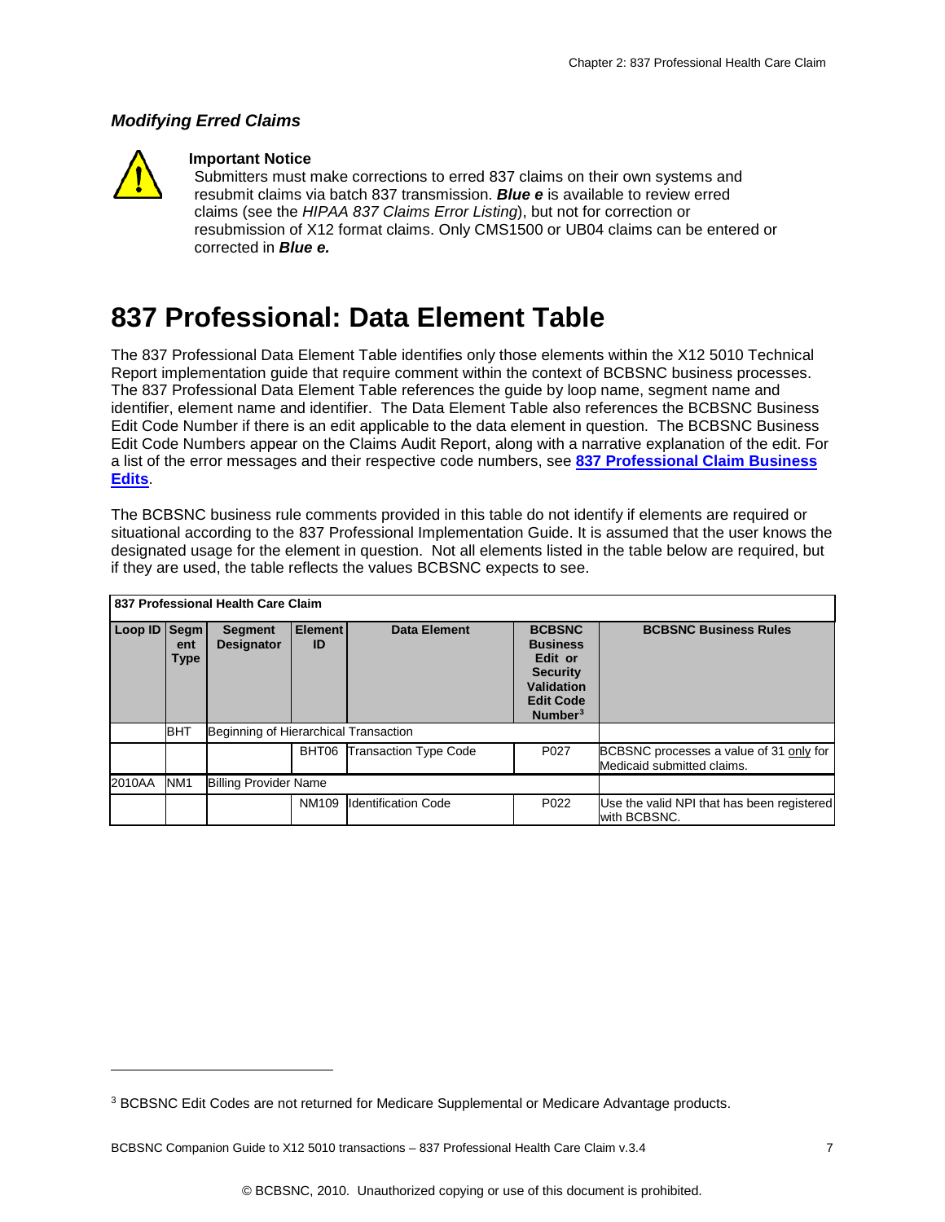### *Modifying Erred Claims*

**Important Notice**

Submitters must make corrections to erred 837 claims on their own systems and resubmit claims via batch 837 transmission. ***Blue e*** is available to review erred claims (see the *HIPAA 837 Claims Error Listing*), but not for correction or resubmission of X12 format claims. Only CMS1500 or UB04 claims can be entered or corrected in ***Blue e.***

# 837 Professional: Data Element Table

The 837 Professional Data Element Table identifies only those elements within the X12 5010 Technical Report implementation guide that require comment within the context of BCBSNC business processes. The 837 Professional Data Element Table references the guide by loop name, segment name and identifier, element name and identifier. The Data Element Table also references the BCBSNC Business Edit Code Number if there is an edit applicable to the data element in question. The BCBSNC Business Edit Code Numbers appear on the Claims Audit Report, along with a narrative explanation of the edit. For a list of the error messages and their respective code numbers, see **837 Professional Claim Business Edits**.

The BCBSNC business rule comments provided in this table do not identify if elements are required or situational according to the 837 Professional Implementation Guide. It is assumed that the user knows the designated usage for the element in question. Not all elements listed in the table below are required, but if they are used, the table reflects the values BCBSNC expects to see.

| **837 Professional Health Care Claim** | | | | | | |
|---|---|---|---|---|---|---|
| **Loop ID** | **Segment Type** | **Segment Designator** | **Element ID** | **Data Element** | **BCBSNC Business Edit or Security Validation Edit Code Number[3]** | **BCBSNC Business Rules** |
| | BHT | Beginning of Hierarchical Transaction | | | | |
| | | | BHT06 | Transaction Type Code | P027 | BCBSNC processes a value of 31 only for Medicaid submitted claims. |
| 2010AA | NM1 | Billing Provider Name | | | | |
| | | | NM109 | Identification Code | P022 | Use the valid NPI that has been registered with BCBSNC. |

[3] BCBSNC Edit Codes are not returned for Medicare Supplemental or Medicare Advantage products.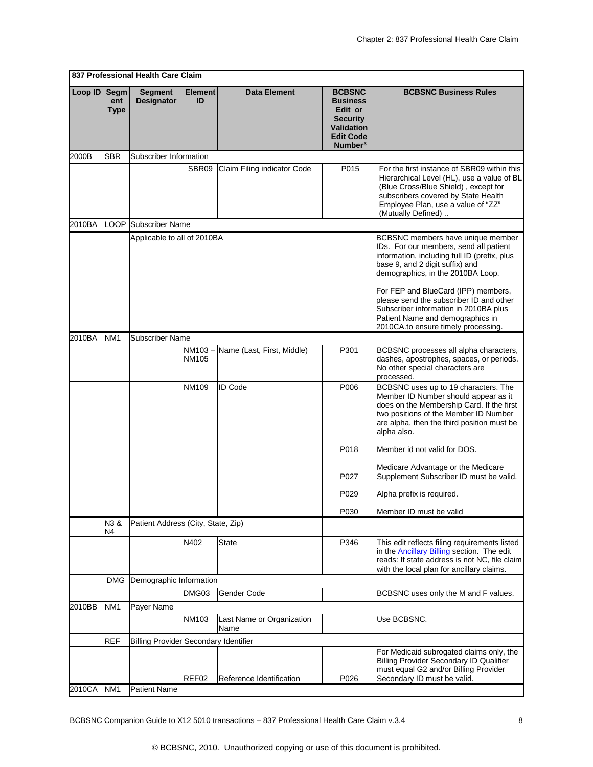| 837 Professional Health Care Claim | | | | | | |
|---|---|---|---|---|---|---|
| **Loop ID** | **Segment Type** | **Segment Designator** | **Element ID** | **Data Element** | **BCBSNC Business Edit or Security Validation Edit Code Number**[3] | **BCBSNC Business Rules** |
| 2000B | SBR | Subscriber Information | | | | |
| | | | SBR09 | Claim Filing indicator Code | P015 | For the first instance of SBR09 within this Hierarchical Level (HL), use a value of BL (Blue Cross/Blue Shield) , except for subscribers covered by State Health Employee Plan, use a value of "ZZ" (Mutually Defined) .. |
| 2010BA | LOOP | Subscriber Name | | | | |
| | | Applicable to all of 2010BA | | | | BCBSNC members have unique member IDs. For our members, send all patient information, including full ID (prefix, plus base 9, and 2 digit suffix) and demographics, in the 2010BA Loop.<br><br>For FEP and BlueCard (IPP) members, please send the subscriber ID and other Subscriber information in 2010BA plus Patient Name and demographics in 2010CA.to ensure timely processing. |
| 2010BA | NM1 | Subscriber Name | | | | |
| | | | NM103 – NM105 | Name (Last, First, Middle) | P301 | BCBSNC processes all alpha characters, dashes, apostrophes, spaces, or periods. No other special characters are processed. |
| | | | NM109 | ID Code | P006<br><br>P018<br><br>P027<br><br>P029<br><br>P030 | BCBSNC uses up to 19 characters. The Member ID Number should appear as it does on the Membership Card. If the first two positions of the Member ID Number are alpha, then the third position must be alpha also.<br><br>Member id not valid for DOS.<br><br>Medicare Advantage or the Medicare Supplement Subscriber ID must be valid.<br><br>Alpha prefix is required.<br><br>Member ID must be valid |
| | N3 & N4 | Patient Address (City, State, Zip) | | | | |
| | | | N402 | State | P346 | This edit reflects filing requirements listed in the [Ancillary Billing] section. The edit reads: If state address is not NC, file claim with the local plan for ancillary claims. |
| | DMG | Demographic Information | | | | |
| | | | DMG03 | Gender Code | | BCBSNC uses only the M and F values. |
| 2010BB | NM1 | Payer Name | | | | |
| | | | NM103 | Last Name or Organization Name | | Use BCBSNC. |
| | REF | Billing Provider Secondary Identifier | | | | |
| | | | REF02 | Reference Identification | P026 | For Medicaid subrogated claims only, the Billing Provider Secondary ID Qualifier must equal G2 and/or Billing Provider Secondary ID must be valid. |
| 2010CA | NM1 | Patient Name | | | | |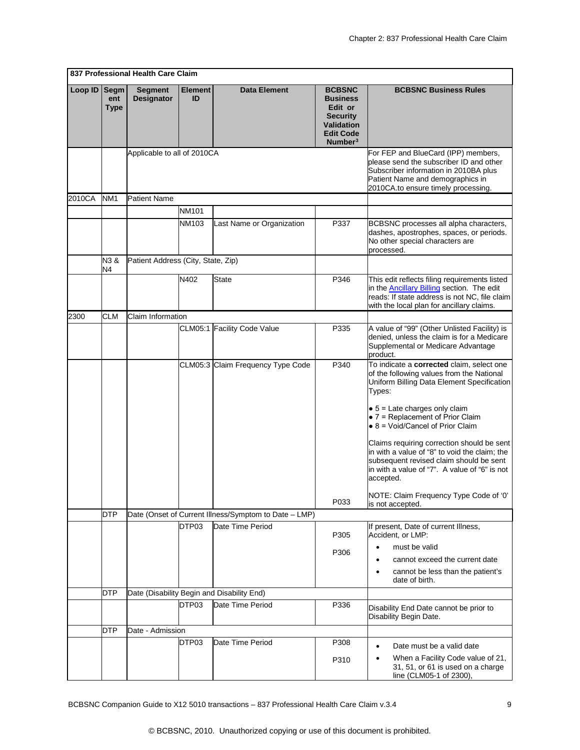| 837 Professional Health Care Claim | | | | | | |
|---|---|---|---|---|---|---|
| **Loop ID** | **Segment Type** | **Segment Designator** | **Element ID** | **Data Element** | **BCBSNC Business Edit or Security Validation Edit Code Number[3]** | **BCBSNC Business Rules** |
| | | Applicable to all of 2010CA | | | | For FEP and BlueCard (IPP) members, please send the subscriber ID and other Subscriber information in 2010BA plus Patient Name and demographics in 2010CA.to ensure timely processing. |
| 2010CA | NM1 | Patient Name | | | | |
| | | | NM101 | | | |
| | | | NM103 | Last Name or Organization | P337 | BCBSNC processes all alpha characters, dashes, apostrophes, spaces, or periods. No other special characters are processed. |
| | N3 & N4 | Patient Address (City, State, Zip) | | | | |
| | | | N402 | State | P346 | This edit reflects filing requirements listed in the Ancillary Billing section. The edit reads: If state address is not NC, file claim with the local plan for ancillary claims. |
| 2300 | CLM | Claim Information | | | | |
| | | | CLM05:1 | Facility Code Value | P335 | A value of "99" (Other Unlisted Facility) is denied, unless the claim is for a Medicare Supplemental or Medicare Advantage product. |
| | | | CLM05:3 | Claim Frequency Type Code | P340<br><br>P033 | To indicate a **corrected** claim, select one of the following values from the National Uniform Billing Data Element Specification Types:<br><br>• 5 = Late charges only claim<br>• 7 = Replacement of Prior Claim<br>• 8 = Void/Cancel of Prior Claim<br><br>Claims requiring correction should be sent in with a value of "8" to void the claim; the subsequent revised claim should be sent in with a value of "7". A value of "6" is not accepted.<br><br>NOTE: Claim Frequency Type Code of '0' is not accepted. |
| | DTP | Date (Onset of Current Illness/Symptom to Date – LMP) | | | | |
| | | | DTP03 | Date Time Period | P305<br>P306 | If present, Date of current Illness, Accident, or LMP:<br>• must be valid<br>• cannot exceed the current date<br>• cannot be less than the patient's date of birth. |
| | DTP | Date (Disability Begin and Disability End) | | | | |
| | | | DTP03 | Date Time Period | P336 | Disability End Date cannot be prior to Disability Begin Date. |
| | DTP | Date - Admission | | | | |
| | | | DTP03 | Date Time Period | P308<br>P310 | • Date must be a valid date<br>• When a Facility Code value of 21, 31, 51, or 61 is used on a charge line (CLM05-1 of 2300), |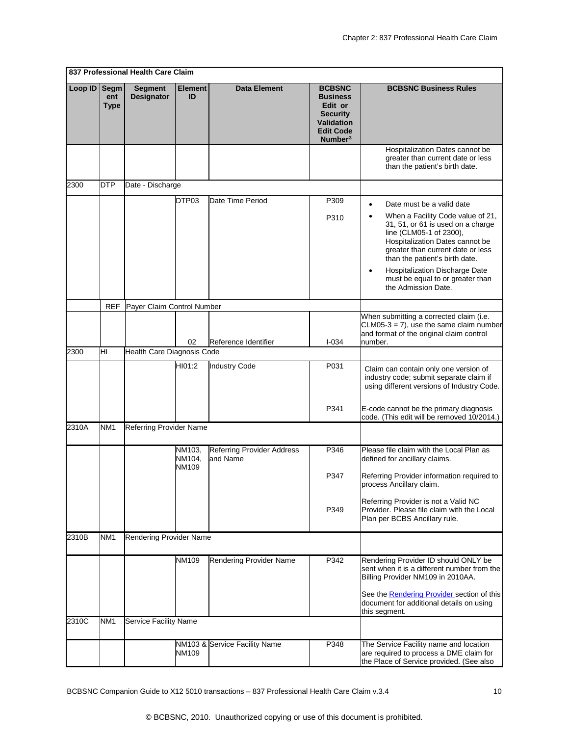| 837 Professional Health Care Claim | | | | | | |
|---|---|---|---|---|---|---|
| **Loop ID** | **Segment Type** | **Segment Designator** | **Element ID** | **Data Element** | **BCBSNC Business Edit or Security Validation Edit Code Number[3]** | **BCBSNC Business Rules** |
| | | | | | | Hospitalization Dates cannot be greater than current date or less than the patient's birth date. |
| 2300 | DTP | Date - Discharge | | | | |
| | | | DTP03 | Date Time Period | P309<br><br>P310 | • Date must be a valid date<br>• When a Facility Code value of 21, 31, 51, or 61 is used on a charge line (CLM05-1 of 2300), Hospitalization Dates cannot be greater than current date or less than the patient's birth date.<br>• Hospitalization Discharge Date must be equal to or greater than the Admission Date. |
| | REF | Payer Claim Control Number | | | | |
| | | | 02 | Reference Identifier | I-034 | When submitting a corrected claim (i.e. CLM05-3 = 7), use the same claim number and format of the original claim control number. |
| 2300 | HI | Health Care Diagnosis Code | | | | |
| | | | HI01:2 | Industry Code | P031<br><br>P341 | Claim can contain only one version of industry code; submit separate claim if using different versions of Industry Code.<br><br>E-code cannot be the primary diagnosis code. (This edit will be removed 10/2014.) |
| 2310A | NM1 | Referring Provider Name | | | | |
| | | | NM103, NM104, NM109 | Referring Provider Address and Name | P346<br><br>P347<br><br>P349 | Please file claim with the Local Plan as defined for ancillary claims.<br><br>Referring Provider information required to process Ancillary claim.<br><br>Referring Provider is not a Valid NC Provider. Please file claim with the Local Plan per BCBS Ancillary rule. |
| 2310B | NM1 | Rendering Provider Name | | | | |
| | | | NM109 | Rendering Provider Name | P342 | Rendering Provider ID should ONLY be sent when it is a different number from the Billing Provider NM109 in 2010AA.<br><br>See the Rendering Provider section of this document for additional details on using this segment. |
| 2310C | NM1 | Service Facility Name | | | | |
| | | | NM103 & NM109 | Service Facility Name | P348 | The Service Facility name and location are required to process a DME claim for the Place of Service provided. (See also |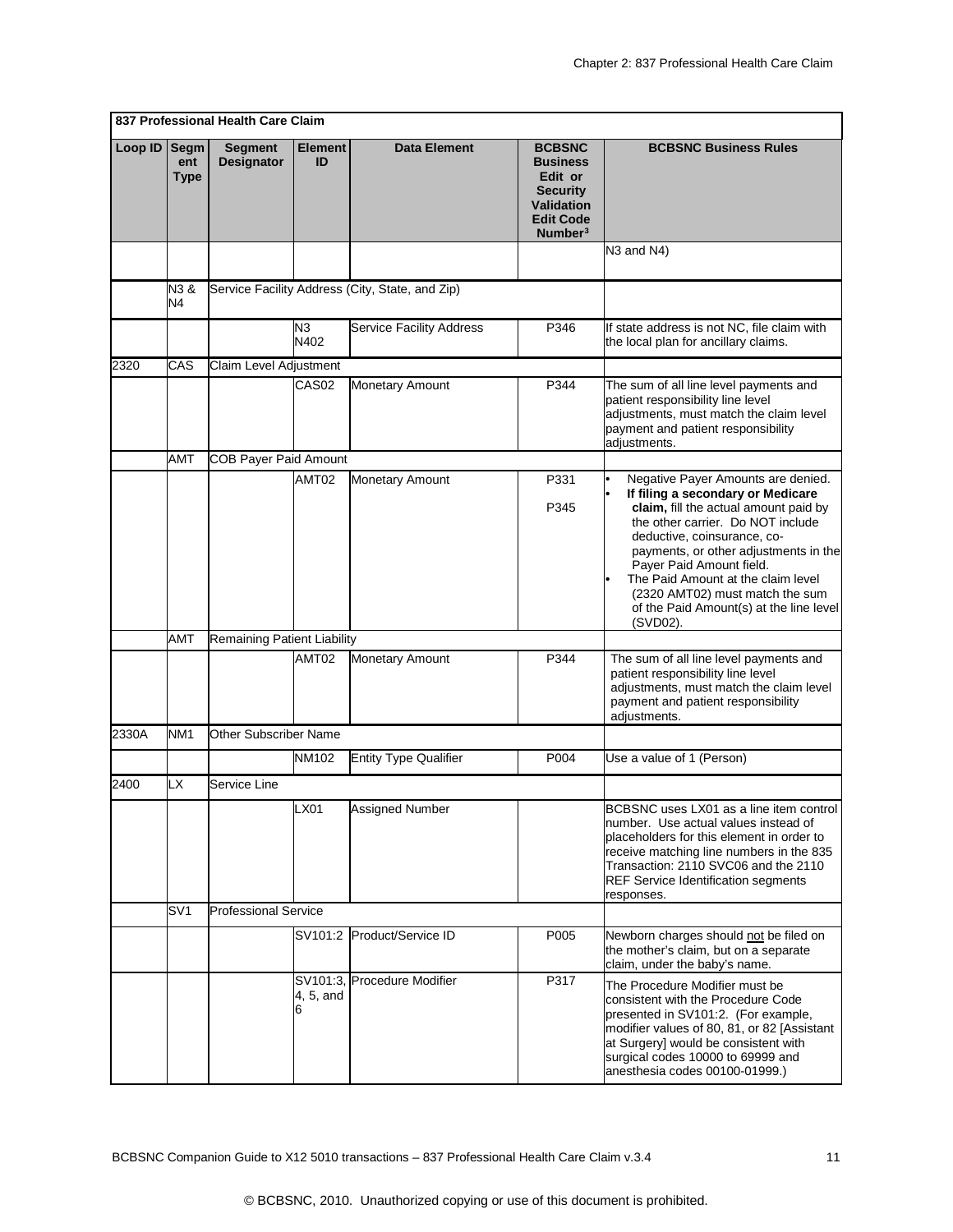| 837 Professional Health Care Claim | | | | | | |
|---|---|---|---|---|---|---|
| Loop ID | Segment Type | Segment Designator | Element ID | Data Element | BCBSNC Business Edit or Security Validation Edit Code Number[3] | BCBSNC Business Rules |
| | | | | | | N3 and N4) |
| | N3 & N4 | Service Facility Address (City, State, and Zip) | | | | |
| | | | N3 N402 | Service Facility Address | P346 | If state address is not NC, file claim with the local plan for ancillary claims. |
| 2320 | CAS | Claim Level Adjustment | | | | |
| | | | CAS02 | Monetary Amount | P344 | The sum of all line level payments and patient responsibility line level adjustments, must match the claim level payment and patient responsibility adjustments. |
| | AMT | COB Payer Paid Amount | | | | |
| | | | AMT02 | Monetary Amount | P331<br>P345 | • Negative Payer Amounts are denied.<br>• **If filing a secondary or Medicare claim,** fill the actual amount paid by the other carrier. Do NOT include deductive, coinsurance, co-payments, or other adjustments in the Payer Paid Amount field.<br>• The Paid Amount at the claim level (2320 AMT02) must match the sum of the Paid Amount(s) at the line level (SVD02). |
| | AMT | Remaining Patient Liability | | | | |
| | | | AMT02 | Monetary Amount | P344 | The sum of all line level payments and patient responsibility line level adjustments, must match the claim level payment and patient responsibility adjustments. |
| 2330A | NM1 | Other Subscriber Name | | | | |
| | | | NM102 | Entity Type Qualifier | P004 | Use a value of 1 (Person) |
| 2400 | LX | Service Line | | | | |
| | | | LX01 | Assigned Number | | BCBSNC uses LX01 as a line item control number. Use actual values instead of placeholders for this element in order to receive matching line numbers in the 835 Transaction: 2110 SVC06 and the 2110 REF Service Identification segments responses. |
| | SV1 | Professional Service | | | | |
| | | | SV101:2 | Product/Service ID | P005 | Newborn charges should not be filed on the mother's claim, but on a separate claim, under the baby's name. |
| | | | SV101:3, 4, 5, and 6 | Procedure Modifier | P317 | The Procedure Modifier must be consistent with the Procedure Code presented in SV101:2. (For example, modifier values of 80, 81, or 82 [Assistant at Surgery] would be consistent with surgical codes 10000 to 69999 and anesthesia codes 00100-01999.) |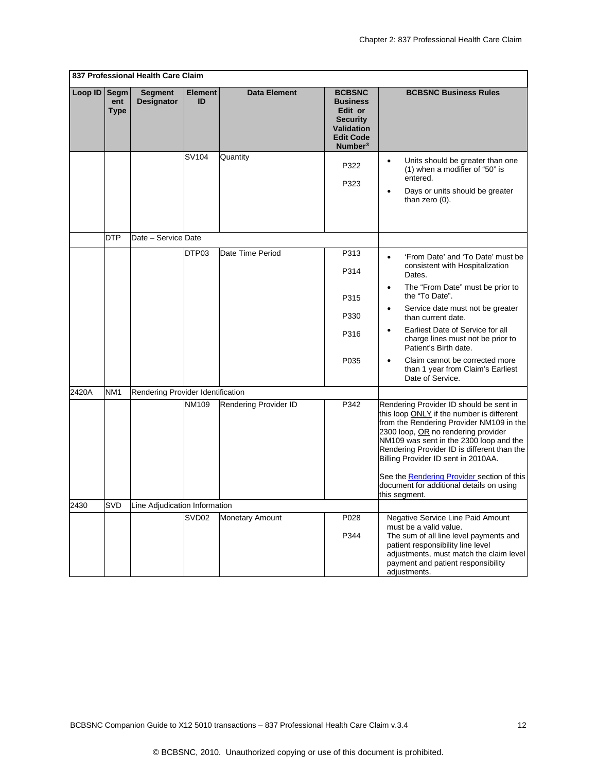| 837 Professional Health Care Claim | | | | | | |
|---|---|---|---|---|---|---|
| **Loop ID** | **Segment Type** | **Segment Designator** | **Element ID** | **Data Element** | **BCBSNC Business Edit or Security Validation Edit Code Number[3]** | **BCBSNC Business Rules** |
| | | | SV104 | Quantity | P322<br>P323 | • Units should be greater than one (1) when a modifier of "50" is entered.<br>• Days or units should be greater than zero (0). |
| | DTP | Date – Service Date | | | | |
| | | | DTP03 | Date Time Period | P313<br>P314<br>P315<br>P330<br>P316<br>P035 | • 'From Date' and 'To Date' must be consistent with Hospitalization Dates.<br>• The "From Date" must be prior to the "To Date".<br>• Service date must not be greater than current date.<br>• Earliest Date of Service for all charge lines must not be prior to Patient's Birth date.<br>• Claim cannot be corrected more than 1 year from Claim's Earliest Date of Service. |
| 2420A | NM1 | Rendering Provider Identification | | | | |
| | | | NM109 | Rendering Provider ID | P342 | Rendering Provider ID should be sent in this loop ONLY if the number is different from the Rendering Provider NM109 in the 2300 loop, OR no rendering provider NM109 was sent in the 2300 loop and the Rendering Provider ID is different than the Billing Provider ID sent in 2010AA.<br><br>See the Rendering Provider section of this document for additional details on using this segment. |
| 2430 | SVD | Line Adjudication Information | | | | |
| | | | SVD02 | Monetary Amount | P028<br>P344 | Negative Service Line Paid Amount must be a valid value.<br>The sum of all line level payments and patient responsibility line level adjustments, must match the claim level payment and patient responsibility adjustments. |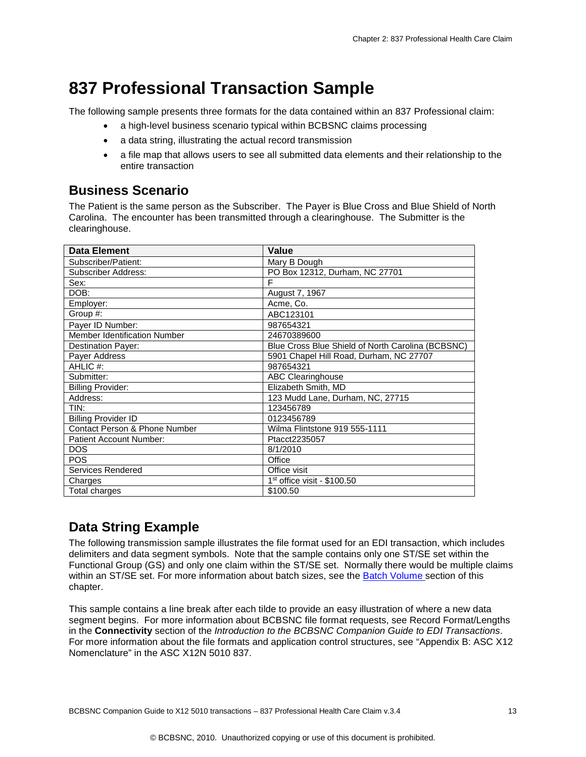# 837 Professional Transaction Sample

The following sample presents three formats for the data contained within an 837 Professional claim:

- a high-level business scenario typical within BCBSNC claims processing
- a data string, illustrating the actual record transmission
- a file map that allows users to see all submitted data elements and their relationship to the entire transaction

## Business Scenario

The Patient is the same person as the Subscriber. The Payer is Blue Cross and Blue Shield of North Carolina. The encounter has been transmitted through a clearinghouse. The Submitter is the clearinghouse.

| Data Element | Value |
|---|---|
| Subscriber/Patient: | Mary B Dough |
| Subscriber Address: | PO Box 12312, Durham, NC 27701 |
| Sex: | F |
| DOB: | August 7, 1967 |
| Employer: | Acme, Co. |
| Group #: | ABC123101 |
| Payer ID Number: | 987654321 |
| Member Identification Number | 24670389600 |
| Destination Payer: | Blue Cross Blue Shield of North Carolina (BCBSNC) |
| Payer Address | 5901 Chapel Hill Road, Durham, NC 27707 |
| AHLIC #: | 987654321 |
| Submitter: | ABC Clearinghouse |
| Billing Provider: | Elizabeth Smith, MD |
| Address: | 123 Mudd Lane, Durham, NC, 27715 |
| TIN: | 123456789 |
| Billing Provider ID | 0123456789 |
| Contact Person & Phone Number | Wilma Flintstone 919 555-1111 |
| Patient Account Number: | Ptacct2235057 |
| DOS | 8/1/2010 |
| POS | Office |
| Services Rendered | Office visit |
| Charges | 1st office visit - $100.50 |
| Total charges | $100.50 |

## Data String Example

The following transmission sample illustrates the file format used for an EDI transaction, which includes delimiters and data segment symbols. Note that the sample contains only one ST/SE set within the Functional Group (GS) and only one claim within the ST/SE set. Normally there would be multiple claims within an ST/SE set. For more information about batch sizes, see the Batch Volume section of this chapter.

This sample contains a line break after each tilde to provide an easy illustration of where a new data segment begins. For more information about BCBSNC file format requests, see Record Format/Lengths in the **Connectivity** section of the *Introduction to the BCBSNC Companion Guide to EDI Transactions*. For more information about the file formats and application control structures, see "Appendix B: ASC X12 Nomenclature" in the ASC X12N 5010 837.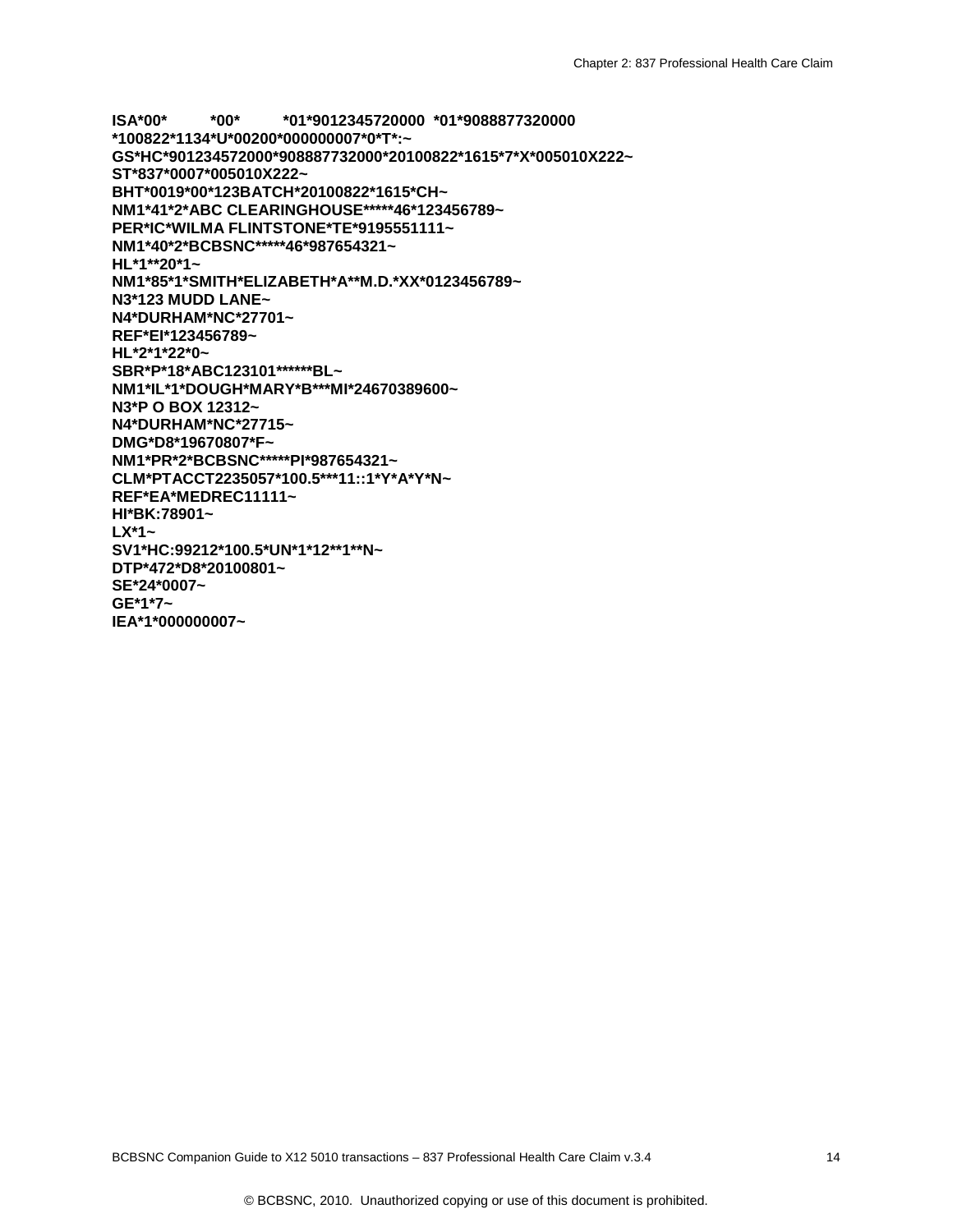```
ISA*00*          *00*          *01*9012345720000  *01*9088877320000
*100822*1134*U*00200*000000007*0*T*:~
GS*HC*901234572000*908887732000*20100822*1615*7*X*005010X222~
ST*837*0007*005010X222~
BHT*0019*00*123BATCH*20100822*1615*CH~
NM1*41*2*ABC CLEARINGHOUSE*****46*123456789~
PER*IC*WILMA FLINTSTONE*TE*9195551111~
NM1*40*2*BCBSNC*****46*987654321~
HL*1**20*1~
NM1*85*1*SMITH*ELIZABETH*A**M.D.*XX*0123456789~
N3*123 MUDD LANE~
N4*DURHAM*NC*27701~
REF*EI*123456789~
HL*2*1*22*0~
SBR*P*18*ABC123101******BL~
NM1*IL*1*DOUGH*MARY*B***MI*24670389600~
N3*P O BOX 12312~
N4*DURHAM*NC*27715~
DMG*D8*19670807*F~
NM1*PR*2*BCBSNC*****PI*987654321~
CLM*PTACCT2235057*100.5***11::1*Y*A*Y*N~
REF*EA*MEDREC11111~
HI*BK:78901~
LX*1~
SV1*HC:99212*100.5*UN*1*12**1**N~
DTP*472*D8*20100801~
SE*24*0007~
GE*1*7~
IEA*1*000000007~
```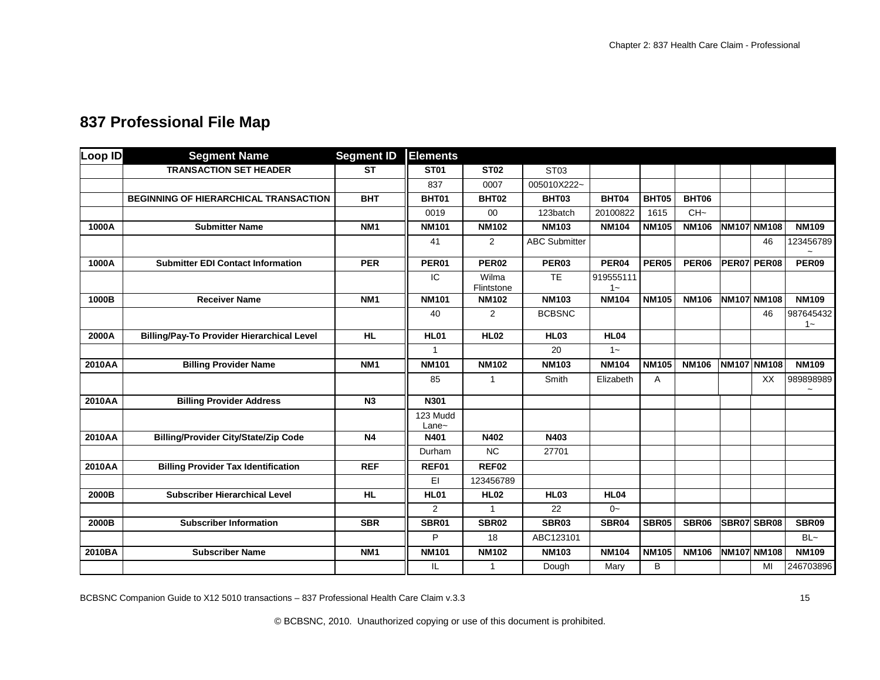## 837 Professional File Map

| Loop ID | Segment Name | Segment ID | Elements | | | | | | | | |
|---|---|---|---|---|---|---|---|---|---|---|---|
| | TRANSACTION SET HEADER | ST | ST01 | ST02 | ST03 | | | | | | |
| | | | 837 | 0007 | 005010X222~ | | | | | | |
| | BEGINNING OF HIERARCHICAL TRANSACTION | BHT | BHT01 | BHT02 | BHT03 | BHT04 | BHT05 | BHT06 | | | |
| | | | 0019 | 00 | 123batch | 20100822 | 1615 | CH~ | | | |
| 1000A | Submitter Name | NM1 | NM101 | NM102 | NM103 | NM104 | NM105 | NM106 | NM107 | NM108 | NM109 |
| | | | 41 | 2 | ABC Submitter | | | | | 46 | 123456789~ |
| 1000A | Submitter EDI Contact Information | PER | PER01 | PER02 | PER03 | PER04 | PER05 | PER06 | PER07 | PER08 | PER09 |
| | | | IC | Wilma Flintstone | TE | 9195551111~ | | | | | |
| 1000B | Receiver Name | NM1 | NM101 | NM102 | NM103 | NM104 | NM105 | NM106 | NM107 | NM108 | NM109 |
| | | | 40 | 2 | BCBSNC | | | | | 46 | 9876454321~ |
| 2000A | Billing/Pay-To Provider Hierarchical Level | HL | HL01 | HL02 | HL03 | HL04 | | | | | |
| | | | 1 | | 20 | 1~ | | | | | |
| 2010AA | Billing Provider Name | NM1 | NM101 | NM102 | NM103 | NM104 | NM105 | NM106 | NM107 | NM108 | NM109 |
| | | | 85 | 1 | Smith | Elizabeth | A | | | XX | 989898989~ |
| 2010AA | Billing Provider Address | N3 | N301 | | | | | | | | |
| | | | 123 Mudd Lane~ | | | | | | | | |
| 2010AA | Billing/Provider City/State/Zip Code | N4 | N401 | N402 | N403 | | | | | | |
| | | | Durham | NC | 27701 | | | | | | |
| 2010AA | Billing Provider Tax Identification | REF | REF01 | REF02 | | | | | | | |
| | | | EI | 123456789 | | | | | | | |
| 2000B | Subscriber Hierarchical Level | HL | HL01 | HL02 | HL03 | HL04 | | | | | |
| | | | 2 | 1 | 22 | 0~ | | | | | |
| 2000B | Subscriber Information | SBR | SBR01 | SBR02 | SBR03 | SBR04 | SBR05 | SBR06 | SBR07 | SBR08 | SBR09 |
| | | | P | 18 | ABC123101 | | | | | | BL~ |
| 2010BA | Subscriber Name | NM1 | NM101 | NM102 | NM103 | NM104 | NM105 | NM106 | NM107 | NM108 | NM109 |
| | | | IL | 1 | Dough | Mary | B | | | MI | 246703896 |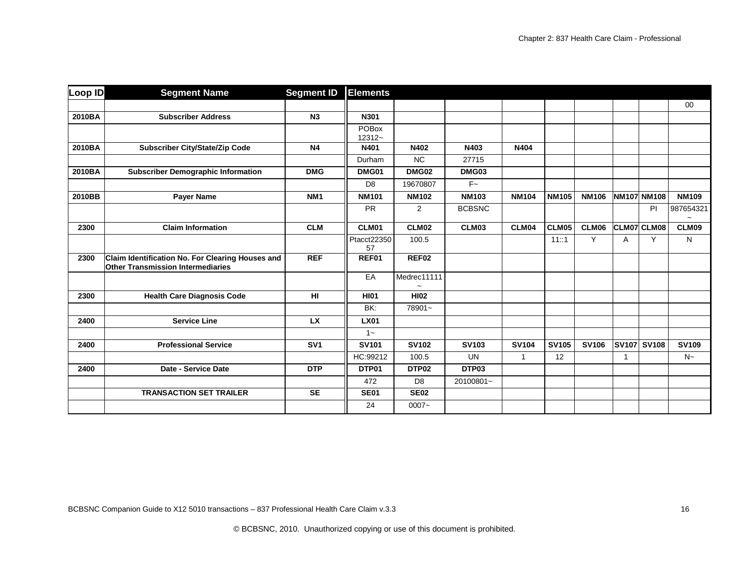| Loop ID | Segment Name | Segment ID | Elements | | | | | | | | |
|---|---|---|---|---|---|---|---|---|---|---|---|
| | | | | | | | | | | | 00 |
| 2010BA | Subscriber Address | N3 | N301 | | | | | | | | |
| | | | POBox 12312~ | | | | | | | | |
| 2010BA | Subscriber City/State/Zip Code | N4 | N401 | N402 | N403 | N404 | | | | | |
| | | | Durham | NC | 27715 | | | | | | |
| 2010BA | Subscriber Demographic Information | DMG | DMG01 | DMG02 | DMG03 | | | | | | |
| | | | D8 | 19670807 | F~ | | | | | | |
| 2010BB | Payer Name | NM1 | NM101 | NM102 | NM103 | NM104 | NM105 | NM106 | NM107 | NM108 | NM109 |
| | | | PR | 2 | BCBSNC | | | | | PI | 987654321~ |
| 2300 | Claim Information | CLM | CLM01 | CLM02 | CLM03 | CLM04 | CLM05 | CLM06 | CLM07 | CLM08 | CLM09 |
| | | | Ptacct2235057 | 100.5 | | | 11::1 | Y | A | Y | N |
| 2300 | Claim Identification No. For Clearing Houses and Other Transmission Intermediaries | REF | REF01 | REF02 | | | | | | | |
| | | | EA | Medrec11111~ | | | | | | | |
| 2300 | Health Care Diagnosis Code | HI | HI01 | HI02 | | | | | | | |
| | | | BK: | 78901~ | | | | | | | |
| 2400 | Service Line | LX | LX01 | | | | | | | | |
| | | | 1~ | | | | | | | | |
| 2400 | Professional Service | SV1 | SV101 | SV102 | SV103 | SV104 | SV105 | SV106 | SV107 | SV108 | SV109 |
| | | | HC:99212 | 100.5 | UN | 1 | 12 | | 1 | | N~ |
| 2400 | Date - Service Date | DTP | DTP01 | DTP02 | DTP03 | | | | | | |
| | | | 472 | D8 | 20100801~ | | | | | | |
| | TRANSACTION SET TRAILER | SE | SE01 | SE02 | | | | | | | |
| | | | 24 | 0007~ | | | | | | | |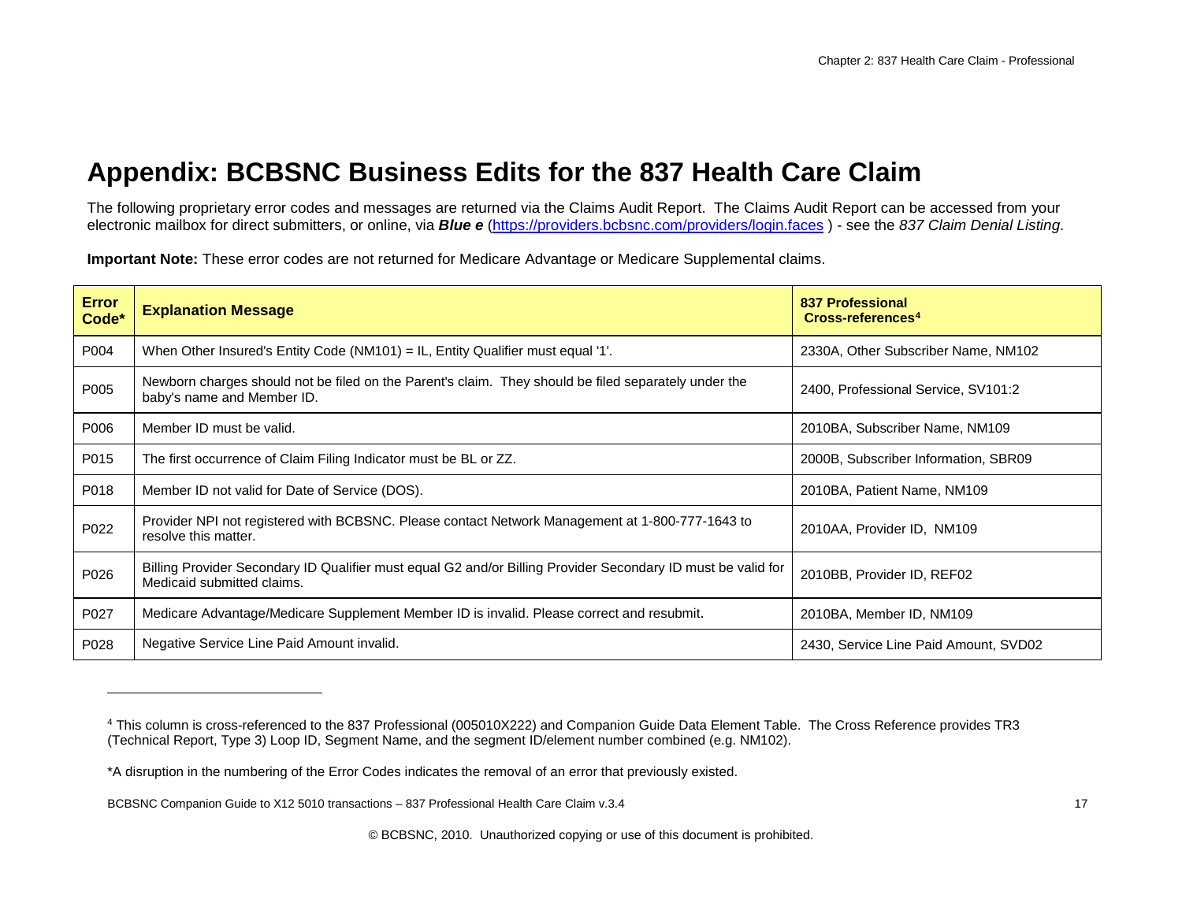# Appendix: BCBSNC Business Edits for the 837 Health Care Claim

The following proprietary error codes and messages are returned via the Claims Audit Report. The Claims Audit Report can be accessed from your electronic mailbox for direct submitters, or online, via ***Blue e*** (https://providers.bcbsnc.com/providers/login.faces ) - see the *837 Claim Denial Listing*.

**Important Note:** These error codes are not returned for Medicare Advantage or Medicare Supplemental claims.

| Error Code* | Explanation Message | 837 Professional Cross-references[4] |
|---|---|---|
| P004 | When Other Insured's Entity Code (NM101) = IL, Entity Qualifier must equal '1'. | 2330A, Other Subscriber Name, NM102 |
| P005 | Newborn charges should not be filed on the Parent's claim. They should be filed separately under the baby's name and Member ID. | 2400, Professional Service, SV101:2 |
| P006 | Member ID must be valid. | 2010BA, Subscriber Name, NM109 |
| P015 | The first occurrence of Claim Filing Indicator must be BL or ZZ. | 2000B, Subscriber Information, SBR09 |
| P018 | Member ID not valid for Date of Service (DOS). | 2010BA, Patient Name, NM109 |
| P022 | Provider NPI not registered with BCBSNC. Please contact Network Management at 1-800-777-1643 to resolve this matter. | 2010AA, Provider ID, NM109 |
| P026 | Billing Provider Secondary ID Qualifier must equal G2 and/or Billing Provider Secondary ID must be valid for Medicaid submitted claims. | 2010BB, Provider ID, REF02 |
| P027 | Medicare Advantage/Medicare Supplement Member ID is invalid. Please correct and resubmit. | 2010BA, Member ID, NM109 |
| P028 | Negative Service Line Paid Amount invalid. | 2430, Service Line Paid Amount, SVD02 |

[4] This column is cross-referenced to the 837 Professional (005010X222) and Companion Guide Data Element Table. The Cross Reference provides TR3 (Technical Report, Type 3) Loop ID, Segment Name, and the segment ID/element number combined (e.g. NM102).

*A disruption in the numbering of the Error Codes indicates the removal of an error that previously existed.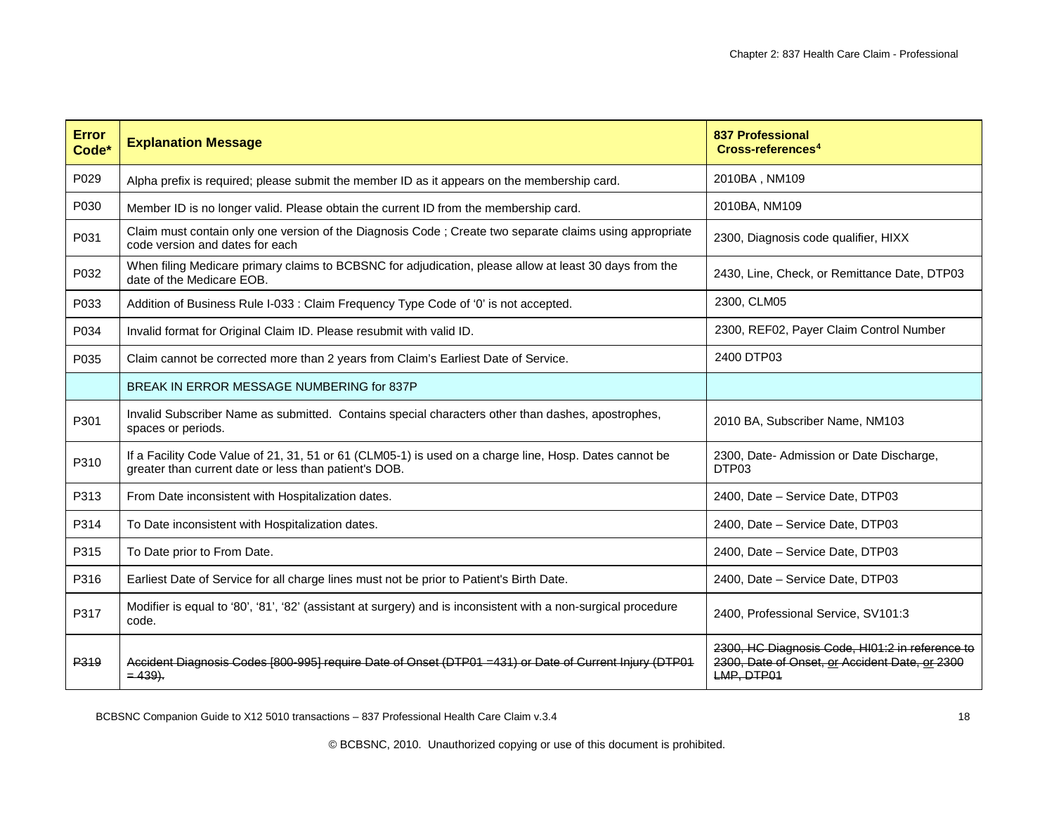| Error Code* | Explanation Message | 837 Professional Cross-references[4] |
|---|---|---|
| P029 | Alpha prefix is required; please submit the member ID as it appears on the membership card. | 2010BA , NM109 |
| P030 | Member ID is no longer valid. Please obtain the current ID from the membership card. | 2010BA, NM109 |
| P031 | Claim must contain only one version of the Diagnosis Code ; Create two separate claims using appropriate code version and dates for each | 2300, Diagnosis code qualifier, HIXX |
| P032 | When filing Medicare primary claims to BCBSNC for adjudication, please allow at least 30 days from the date of the Medicare EOB. | 2430, Line, Check, or Remittance Date, DTP03 |
| P033 | Addition of Business Rule I-033 : Claim Frequency Type Code of '0' is not accepted. | 2300, CLM05 |
| P034 | Invalid format for Original Claim ID. Please resubmit with valid ID. | 2300, REF02, Payer Claim Control Number |
| P035 | Claim cannot be corrected more than 2 years from Claim's Earliest Date of Service. | 2400 DTP03 |
| | BREAK IN ERROR MESSAGE NUMBERING for 837P | |
| P301 | Invalid Subscriber Name as submitted. Contains special characters other than dashes, apostrophes, spaces or periods. | 2010 BA, Subscriber Name, NM103 |
| P310 | If a Facility Code Value of 21, 31, 51 or 61 (CLM05-1) is used on a charge line, Hosp. Dates cannot be greater than current date or less than patient's DOB. | 2300, Date- Admission or Date Discharge, DTP03 |
| P313 | From Date inconsistent with Hospitalization dates. | 2400, Date – Service Date, DTP03 |
| P314 | To Date inconsistent with Hospitalization dates. | 2400, Date – Service Date, DTP03 |
| P315 | To Date prior to From Date. | 2400, Date – Service Date, DTP03 |
| P316 | Earliest Date of Service for all charge lines must not be prior to Patient's Birth Date. | 2400, Date – Service Date, DTP03 |
| P317 | Modifier is equal to '80', '81', '82' (assistant at surgery) and is inconsistent with a non-surgical procedure code. | 2400, Professional Service, SV101:3 |
| ~~P319~~ | ~~Accident Diagnosis Codes [800-995] require Date of Onset (DTP01 =431) or Date of Current Injury (DTP01 = 439).~~ | ~~2300, HC Diagnosis Code, HI01:2 in reference to 2300, Date of Onset, or Accident Date, or 2300 LMP, DTP01~~ |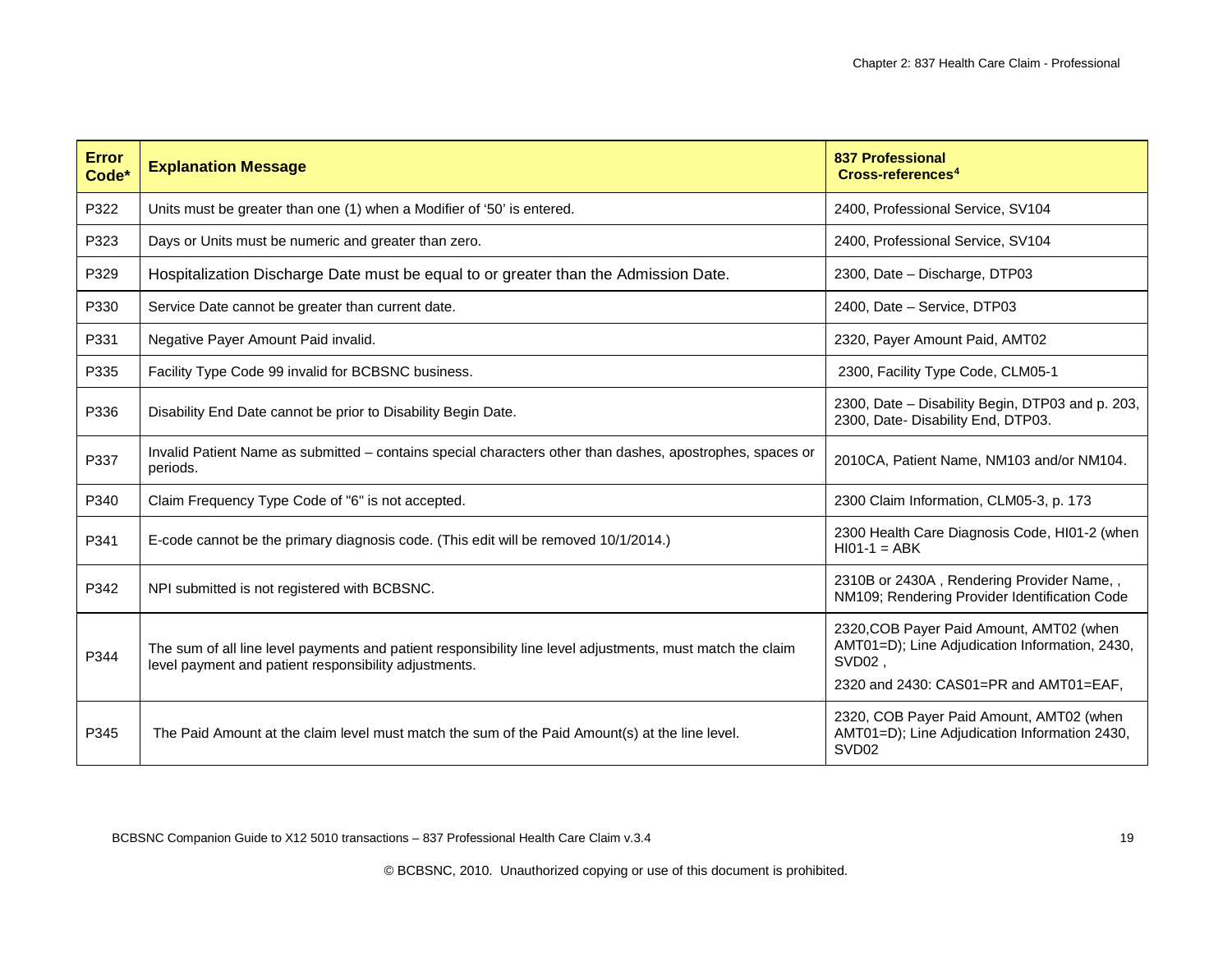| Error Code* | Explanation Message | 837 Professional Cross-references[4] |
| --- | --- | --- |
| P322 | Units must be greater than one (1) when a Modifier of '50' is entered. | 2400, Professional Service, SV104 |
| P323 | Days or Units must be numeric and greater than zero. | 2400, Professional Service, SV104 |
| P329 | Hospitalization Discharge Date must be equal to or greater than the Admission Date. | 2300, Date – Discharge, DTP03 |
| P330 | Service Date cannot be greater than current date. | 2400, Date – Service, DTP03 |
| P331 | Negative Payer Amount Paid invalid. | 2320, Payer Amount Paid, AMT02 |
| P335 | Facility Type Code 99 invalid for BCBSNC business. | 2300, Facility Type Code, CLM05-1 |
| P336 | Disability End Date cannot be prior to Disability Begin Date. | 2300, Date – Disability Begin, DTP03 and p. 203, 2300, Date- Disability End, DTP03. |
| P337 | Invalid Patient Name as submitted – contains special characters other than dashes, apostrophes, spaces or periods. | 2010CA, Patient Name, NM103 and/or NM104. |
| P340 | Claim Frequency Type Code of "6" is not accepted. | 2300 Claim Information, CLM05-3, p. 173 |
| P341 | E-code cannot be the primary diagnosis code. (This edit will be removed 10/1/2014.) | 2300 Health Care Diagnosis Code, HI01-2 (when HI01-1 = ABK |
| P342 | NPI submitted is not registered with BCBSNC. | 2310B or 2430A , Rendering Provider Name, , NM109; Rendering Provider Identification Code |
| P344 | The sum of all line level payments and patient responsibility line level adjustments, must match the claim level payment and patient responsibility adjustments. | 2320,COB Payer Paid Amount, AMT02 (when AMT01=D); Line Adjudication Information, 2430, SVD02 ,<br>2320 and 2430: CAS01=PR and AMT01=EAF, |
| P345 | The Paid Amount at the claim level must match the sum of the Paid Amount(s) at the line level. | 2320, COB Payer Paid Amount, AMT02 (when AMT01=D); Line Adjudication Information 2430, SVD02 |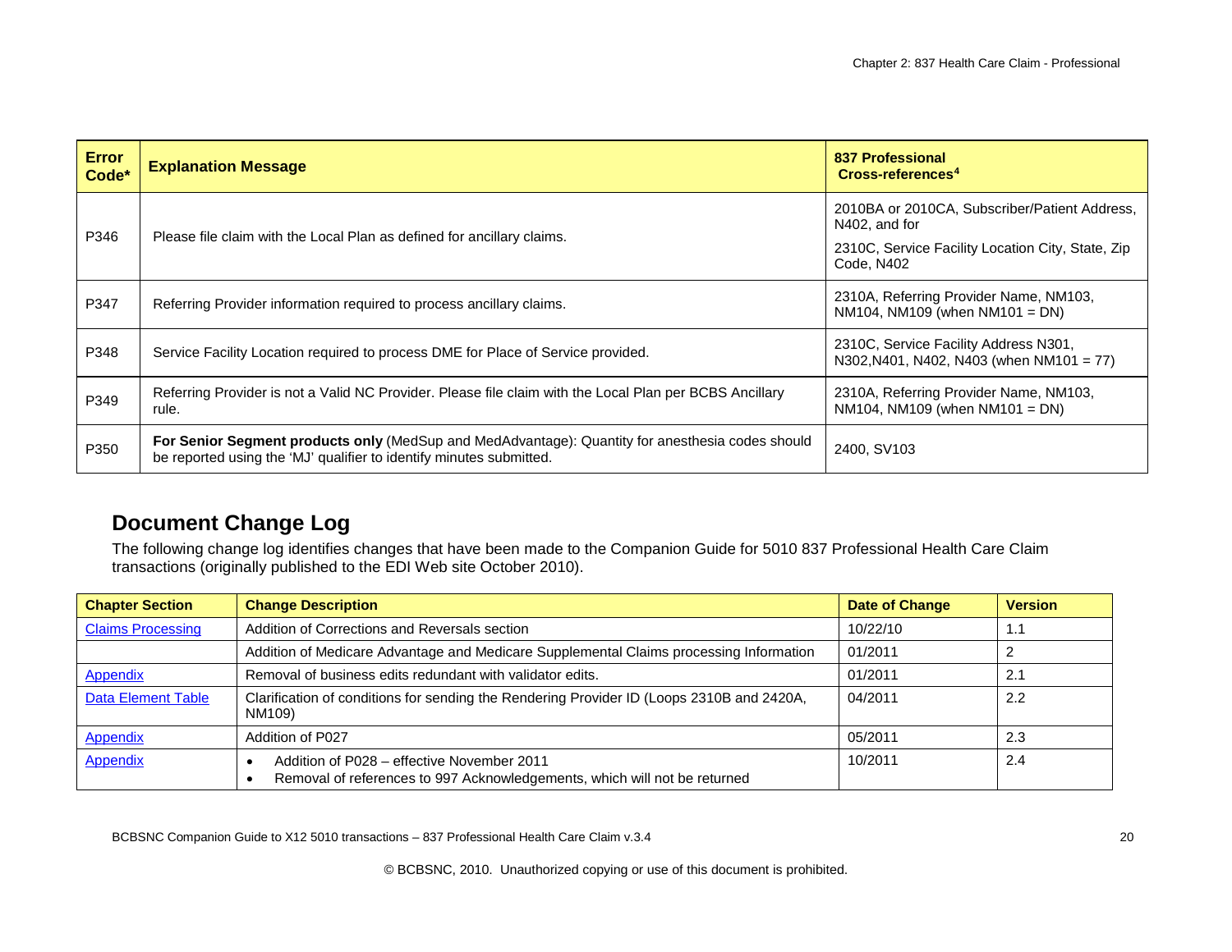| Error Code* | Explanation Message | 837 Professional Cross-references[4] |
| --- | --- | --- |
| P346 | Please file claim with the Local Plan as defined for ancillary claims. | 2010BA or 2010CA, Subscriber/Patient Address, N402, and for 2310C, Service Facility Location City, State, Zip Code, N402 |
| P347 | Referring Provider information required to process ancillary claims. | 2310A, Referring Provider Name, NM103, NM104, NM109 (when NM101 = DN) |
| P348 | Service Facility Location required to process DME for Place of Service provided. | 2310C, Service Facility Address N301, N302,N401, N402, N403 (when NM101 = 77) |
| P349 | Referring Provider is not a Valid NC Provider. Please file claim with the Local Plan per BCBS Ancillary rule. | 2310A, Referring Provider Name, NM103, NM104, NM109 (when NM101 = DN) |
| P350 | **For Senior Segment products only** (MedSup and MedAdvantage): Quantity for anesthesia codes should be reported using the 'MJ' qualifier to identify minutes submitted. | 2400, SV103 |

## Document Change Log

The following change log identifies changes that have been made to the Companion Guide for 5010 837 Professional Health Care Claim transactions (originally published to the EDI Web site October 2010).

| Chapter Section | Change Description | Date of Change | Version |
| --- | --- | --- | --- |
| Claims Processing | Addition of Corrections and Reversals section | 10/22/10 | 1.1 |
| | Addition of Medicare Advantage and Medicare Supplemental Claims processing Information | 01/2011 | 2 |
| Appendix | Removal of business edits redundant with validator edits. | 01/2011 | 2.1 |
| Data Element Table | Clarification of conditions for sending the Rendering Provider ID (Loops 2310B and 2420A, NM109) | 04/2011 | 2.2 |
| Appendix | Addition of P027 | 05/2011 | 2.3 |
| Appendix | • Addition of P028 – effective November 2011<br>• Removal of references to 997 Acknowledgements, which will not be returned | 10/2011 | 2.4 |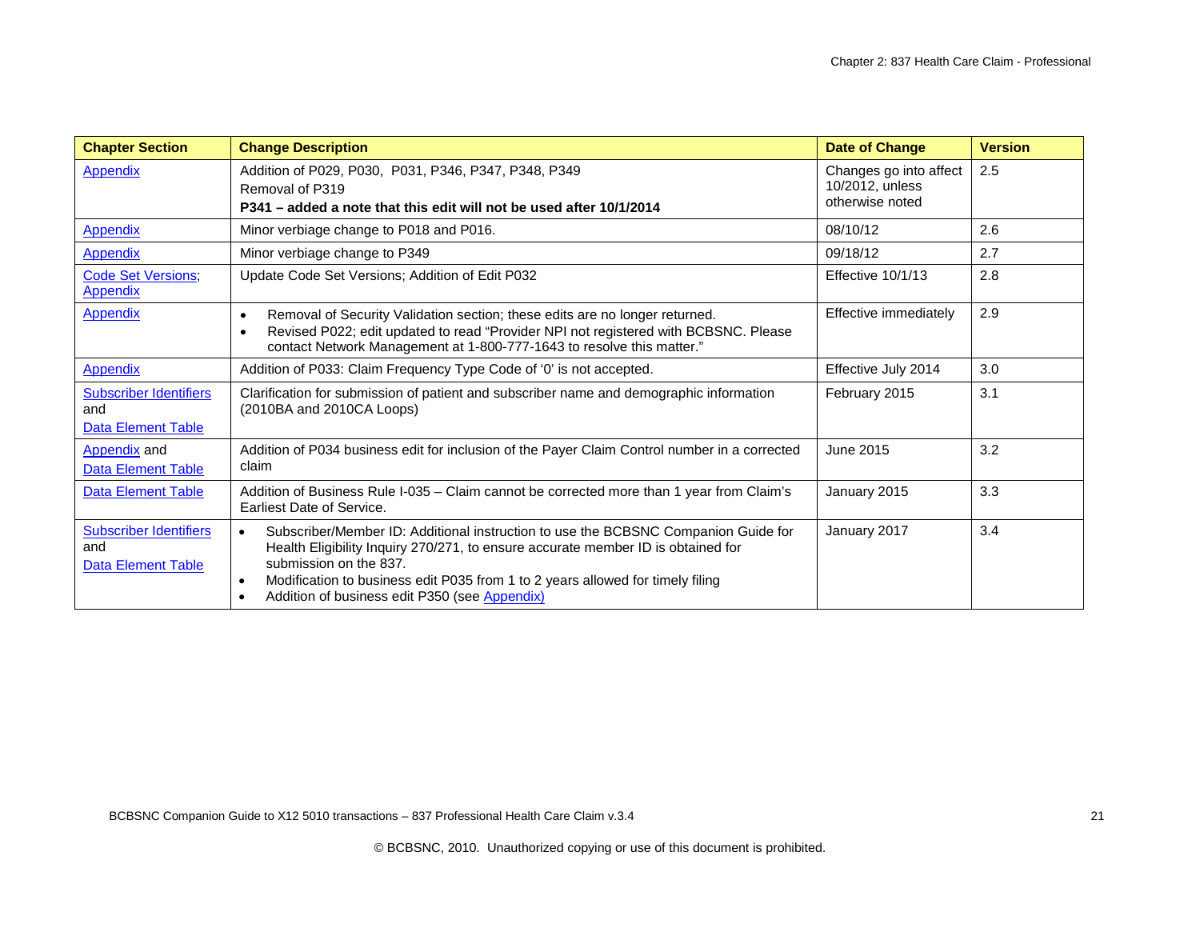| Chapter Section | Change Description | Date of Change | Version |
|---|---|---|---|
| Appendix | Addition of P029, P030, P031, P346, P347, P348, P349<br>Removal of P319<br>**P341 – added a note that this edit will not be used after 10/1/2014** | Changes go into affect 10/2012, unless otherwise noted | 2.5 |
| Appendix | Minor verbiage change to P018 and P016. | 08/10/12 | 2.6 |
| Appendix | Minor verbiage change to P349 | 09/18/12 | 2.7 |
| Code Set Versions; Appendix | Update Code Set Versions; Addition of Edit P032 | Effective 10/1/13 | 2.8 |
| Appendix | • Removal of Security Validation section; these edits are no longer returned.<br>• Revised P022; edit updated to read "Provider NPI not registered with BCBSNC. Please contact Network Management at 1-800-777-1643 to resolve this matter." | Effective immediately | 2.9 |
| Appendix | Addition of P033: Claim Frequency Type Code of '0' is not accepted. | Effective July 2014 | 3.0 |
| Subscriber Identifiers and Data Element Table | Clarification for submission of patient and subscriber name and demographic information (2010BA and 2010CA Loops) | February 2015 | 3.1 |
| Appendix and Data Element Table | Addition of P034 business edit for inclusion of the Payer Claim Control number in a corrected claim | June 2015 | 3.2 |
| Data Element Table | Addition of Business Rule I-035 – Claim cannot be corrected more than 1 year from Claim's Earliest Date of Service. | January 2015 | 3.3 |
| Subscriber Identifiers and Data Element Table | • Subscriber/Member ID: Additional instruction to use the BCBSNC Companion Guide for Health Eligibility Inquiry 270/271, to ensure accurate member ID is obtained for submission on the 837.<br>• Modification to business edit P035 from 1 to 2 years allowed for timely filing<br>• Addition of business edit P350 (see Appendix) | January 2017 | 3.4 |